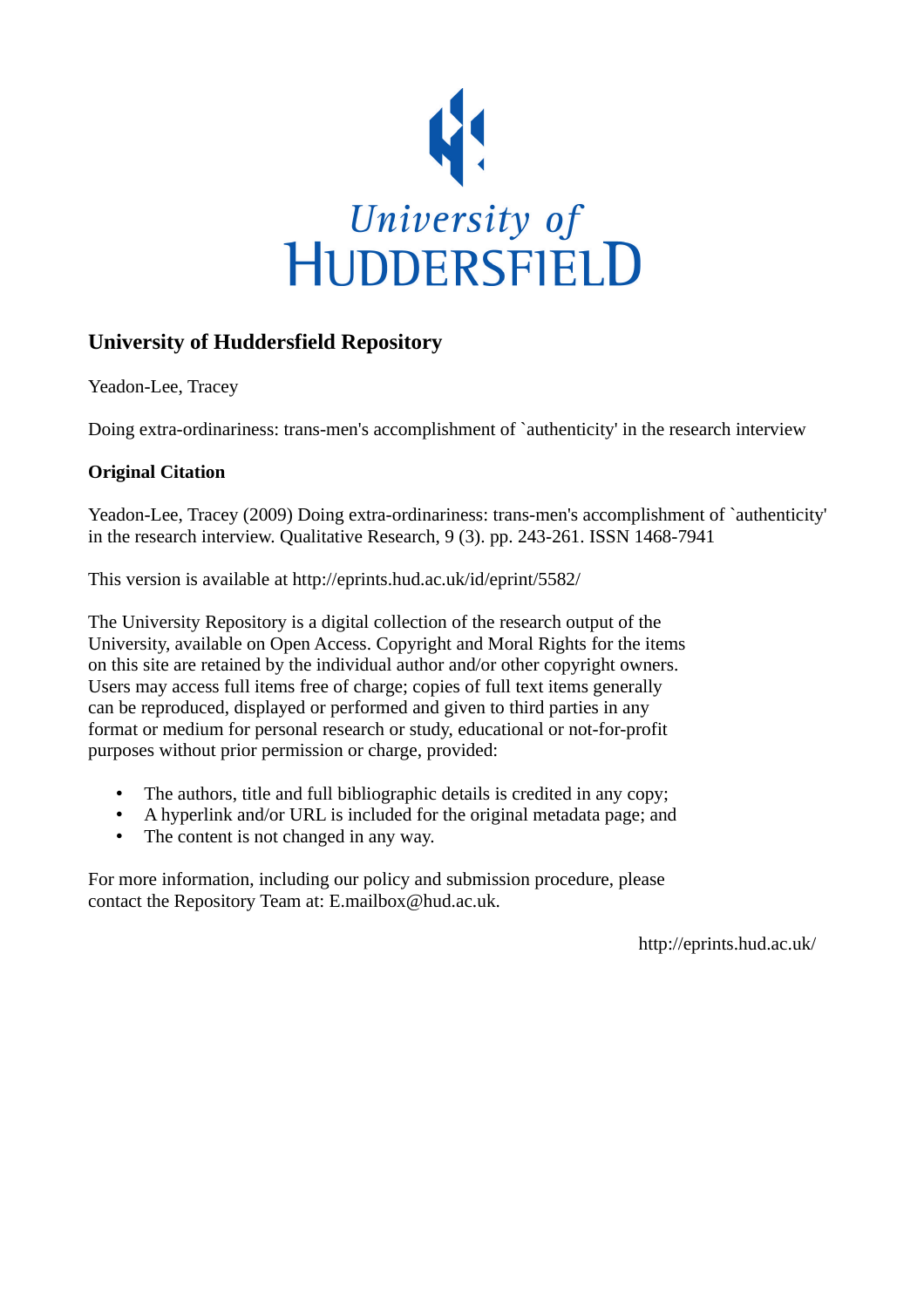University of HUDDERSFIELD

## University of Huddersfield Repository

Yeadon-Lee, Tracey

Doing extra-ordinariness: trans-men's accomplishment of `authenticity' in the research interview

### Original Citation

Yeadon-Lee, Tracey (2009) Doing extra-ordinariness: trans-men's accomplishment of `authenticity' in the research interview. Qualitative Research, 9 (3). pp. 243-261. ISSN 1468-7941

This version is available at http://eprints.hud.ac.uk/id/eprint/5582/

The University Repository is a digital collection of the research output of the University, available on Open Access. Copyright and Moral Rights for the items on this site are retained by the individual author and/or other copyright owners. Users may access full items free of charge; copies of full text items generally can be reproduced, displayed or performed and given to third parties in any format or medium for personal research or study, educational or not-for-profit purposes without prior permission or charge, provided:

- The authors, title and full bibliographic details is credited in any copy;
- A hyperlink and/or URL is included for the original metadata page; and
- The content is not changed in any way.

For more information, including our policy and submission procedure, please contact the Repository Team at: E.mailbox@hud.ac.uk.

http://eprints.hud.ac.uk/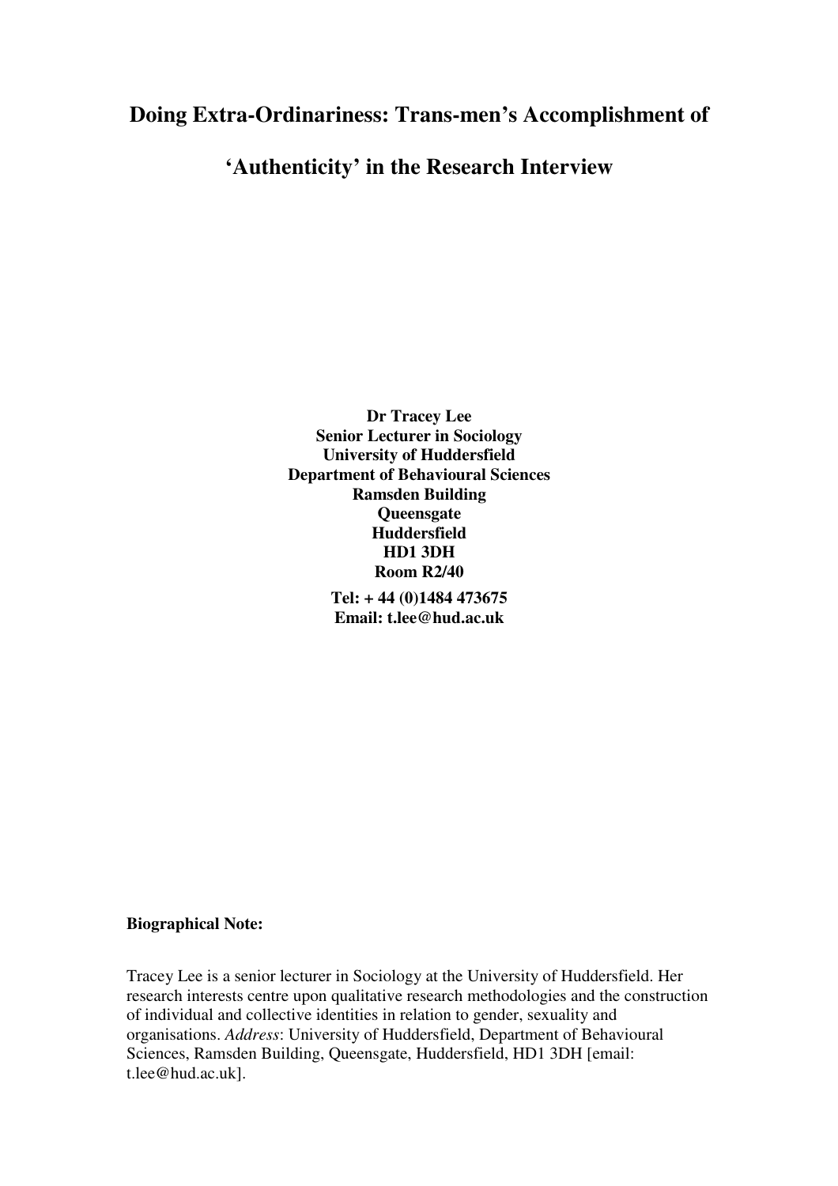# Doing Extra-Ordinariness: Trans-men's Accomplishment of 'Authenticity' in the Research Interview

**Dr Tracey Lee**
**Senior Lecturer in Sociology**
**University of Huddersfield**
**Department of Behavioural Sciences**
**Ramsden Building**
**Queensgate**
**Huddersfield**
**HD1 3DH**
**Room R2/40**

**Tel: + 44 (0)1484 473675**
**Email: t.lee@hud.ac.uk**

**Biographical Note:**

Tracey Lee is a senior lecturer in Sociology at the University of Huddersfield. Her research interests centre upon qualitative research methodologies and the construction of individual and collective identities in relation to gender, sexuality and organisations. *Address*: University of Huddersfield, Department of Behavioural Sciences, Ramsden Building, Queensgate, Huddersfield, HD1 3DH [email: t.lee@hud.ac.uk].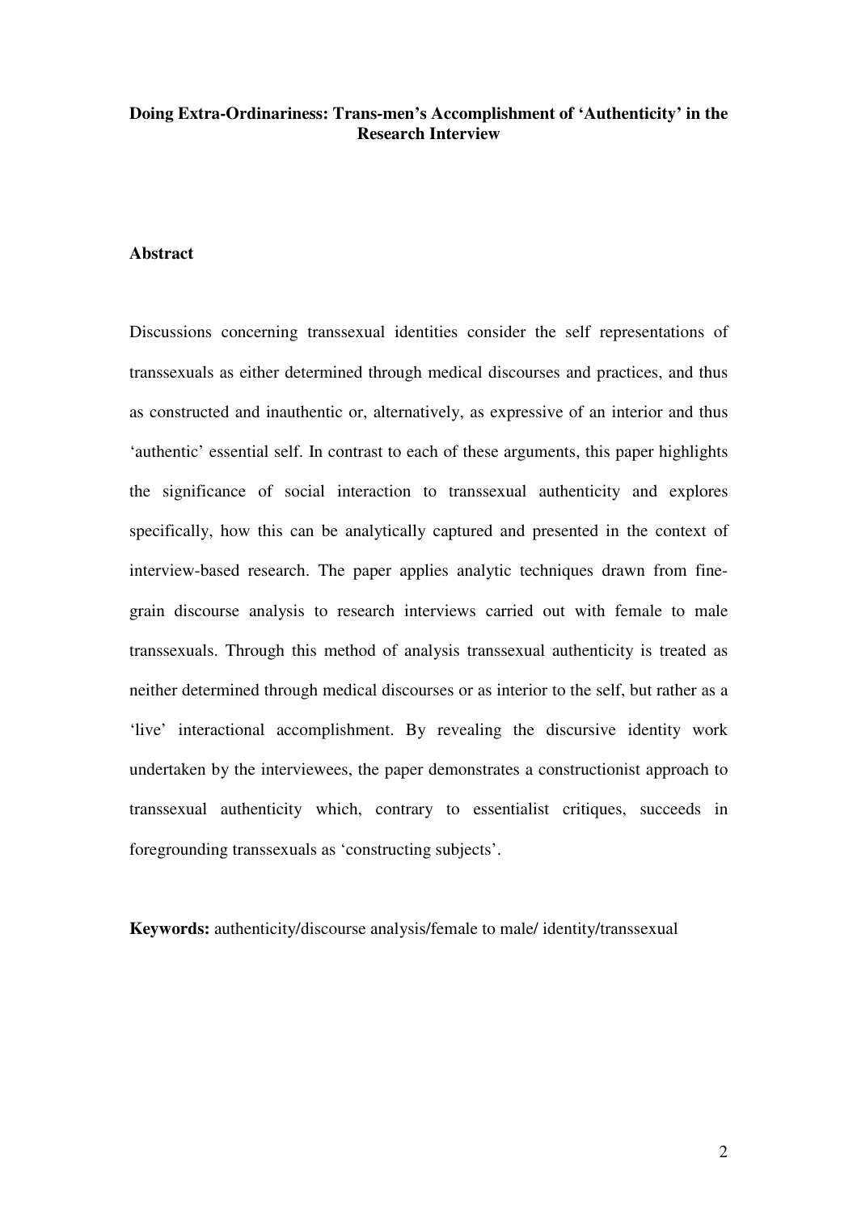**Doing Extra-Ordinariness: Trans-men's Accomplishment of 'Authenticity' in the Research Interview**

**Abstract**

Discussions concerning transsexual identities consider the self representations of transsexuals as either determined through medical discourses and practices, and thus as constructed and inauthentic or, alternatively, as expressive of an interior and thus 'authentic' essential self. In contrast to each of these arguments, this paper highlights the significance of social interaction to transsexual authenticity and explores specifically, how this can be analytically captured and presented in the context of interview-based research. The paper applies analytic techniques drawn from fine-grain discourse analysis to research interviews carried out with female to male transsexuals. Through this method of analysis transsexual authenticity is treated as neither determined through medical discourses or as interior to the self, but rather as a 'live' interactional accomplishment. By revealing the discursive identity work undertaken by the interviewees, the paper demonstrates a constructionist approach to transsexual authenticity which, contrary to essentialist critiques, succeeds in foregrounding transsexuals as 'constructing subjects'.

**Keywords:** authenticity/discourse analysis/female to male/ identity/transsexual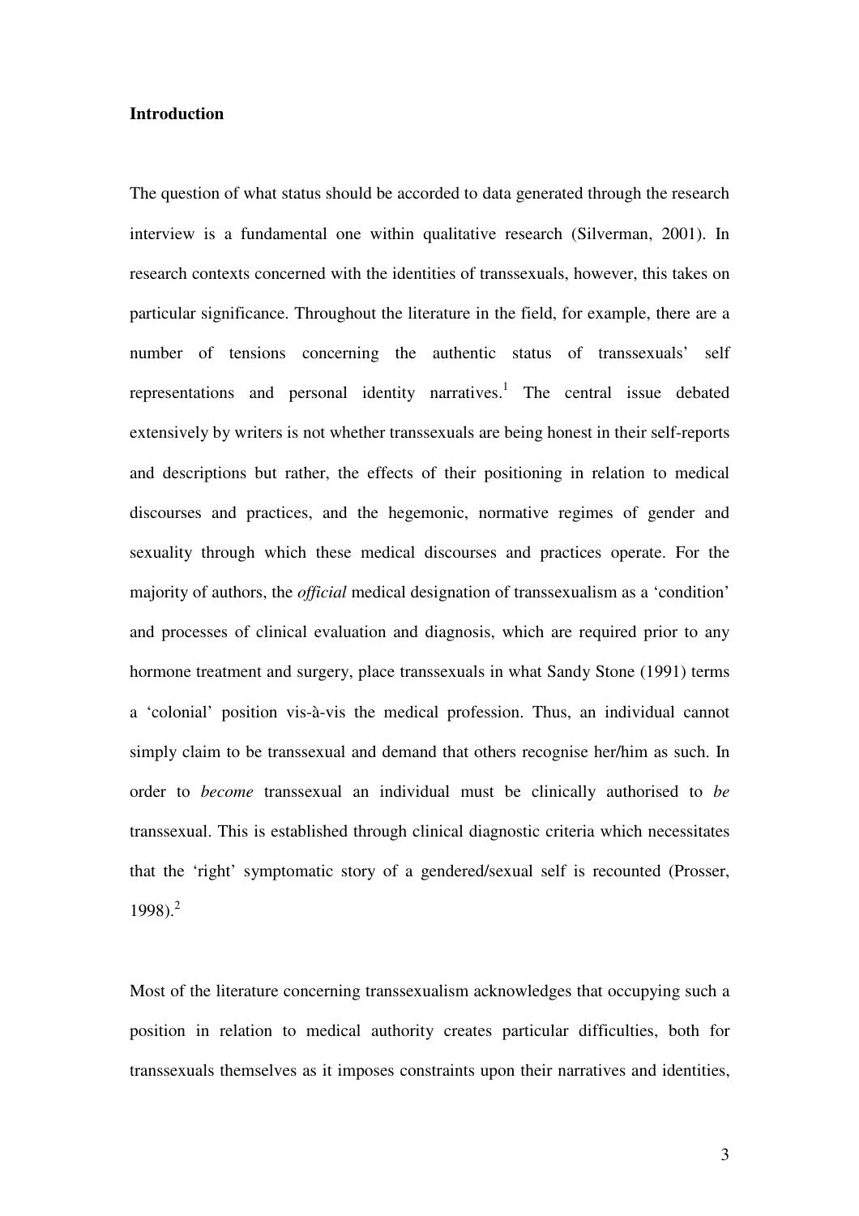## Introduction

The question of what status should be accorded to data generated through the research interview is a fundamental one within qualitative research (Silverman, 2001). In research contexts concerned with the identities of transsexuals, however, this takes on particular significance. Throughout the literature in the field, for example, there are a number of tensions concerning the authentic status of transsexuals' self representations and personal identity narratives.[1] The central issue debated extensively by writers is not whether transsexuals are being honest in their self-reports and descriptions but rather, the effects of their positioning in relation to medical discourses and practices, and the hegemonic, normative regimes of gender and sexuality through which these medical discourses and practices operate. For the majority of authors, the *official* medical designation of transsexualism as a 'condition' and processes of clinical evaluation and diagnosis, which are required prior to any hormone treatment and surgery, place transsexuals in what Sandy Stone (1991) terms a 'colonial' position vis-à-vis the medical profession. Thus, an individual cannot simply claim to be transsexual and demand that others recognise her/him as such. In order to *become* transsexual an individual must be clinically authorised to *be* transsexual. This is established through clinical diagnostic criteria which necessitates that the 'right' symptomatic story of a gendered/sexual self is recounted (Prosser, 1998).[2]

Most of the literature concerning transsexualism acknowledges that occupying such a position in relation to medical authority creates particular difficulties, both for transsexuals themselves as it imposes constraints upon their narratives and identities,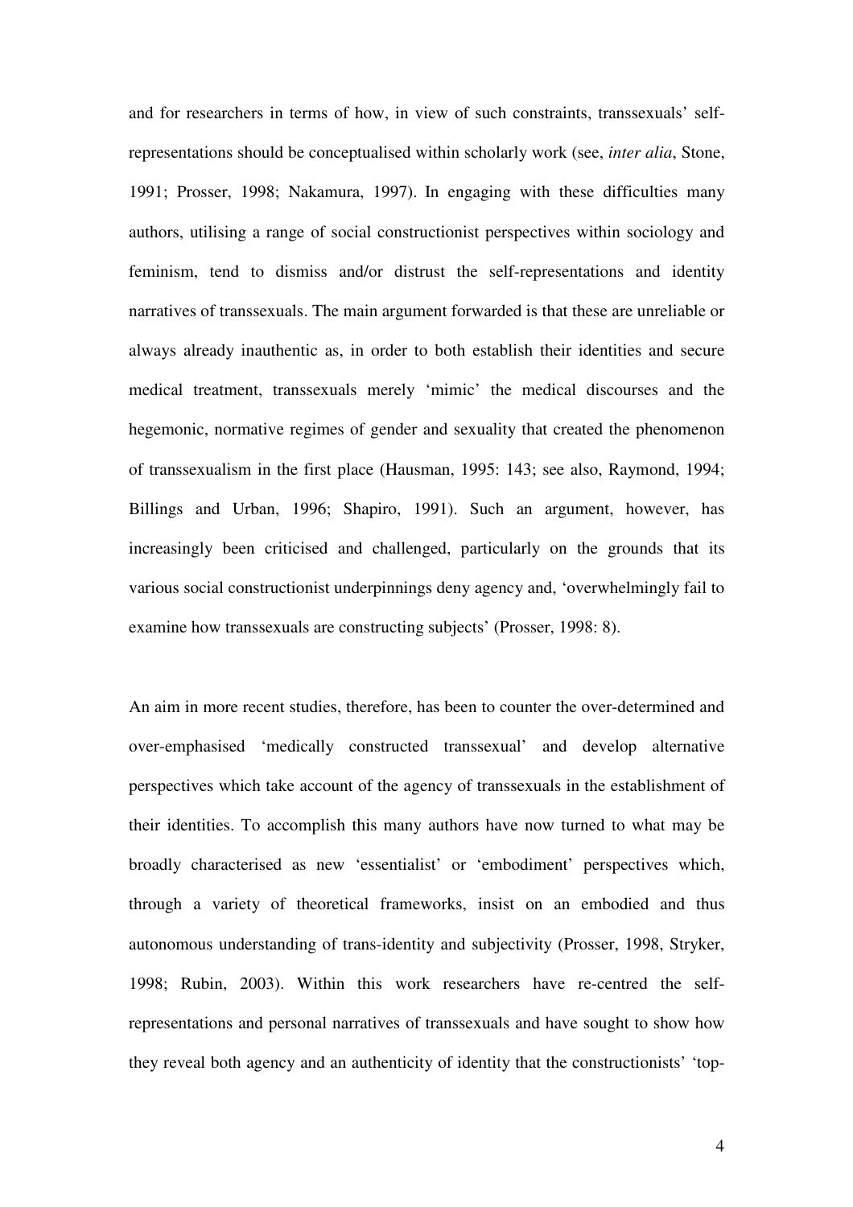and for researchers in terms of how, in view of such constraints, transsexuals' self-representations should be conceptualised within scholarly work (see, *inter alia*, Stone, 1991; Prosser, 1998; Nakamura, 1997). In engaging with these difficulties many authors, utilising a range of social constructionist perspectives within sociology and feminism, tend to dismiss and/or distrust the self-representations and identity narratives of transsexuals. The main argument forwarded is that these are unreliable or always already inauthentic as, in order to both establish their identities and secure medical treatment, transsexuals merely 'mimic' the medical discourses and the hegemonic, normative regimes of gender and sexuality that created the phenomenon of transsexualism in the first place (Hausman, 1995: 143; see also, Raymond, 1994; Billings and Urban, 1996; Shapiro, 1991). Such an argument, however, has increasingly been criticised and challenged, particularly on the grounds that its various social constructionist underpinnings deny agency and, 'overwhelmingly fail to examine how transsexuals are constructing subjects' (Prosser, 1998: 8).

An aim in more recent studies, therefore, has been to counter the over-determined and over-emphasised 'medically constructed transsexual' and develop alternative perspectives which take account of the agency of transsexuals in the establishment of their identities. To accomplish this many authors have now turned to what may be broadly characterised as new 'essentialist' or 'embodiment' perspectives which, through a variety of theoretical frameworks, insist on an embodied and thus autonomous understanding of trans-identity and subjectivity (Prosser, 1998, Stryker, 1998; Rubin, 2003). Within this work researchers have re-centred the self-representations and personal narratives of transsexuals and have sought to show how they reveal both agency and an authenticity of identity that the constructionists' 'top-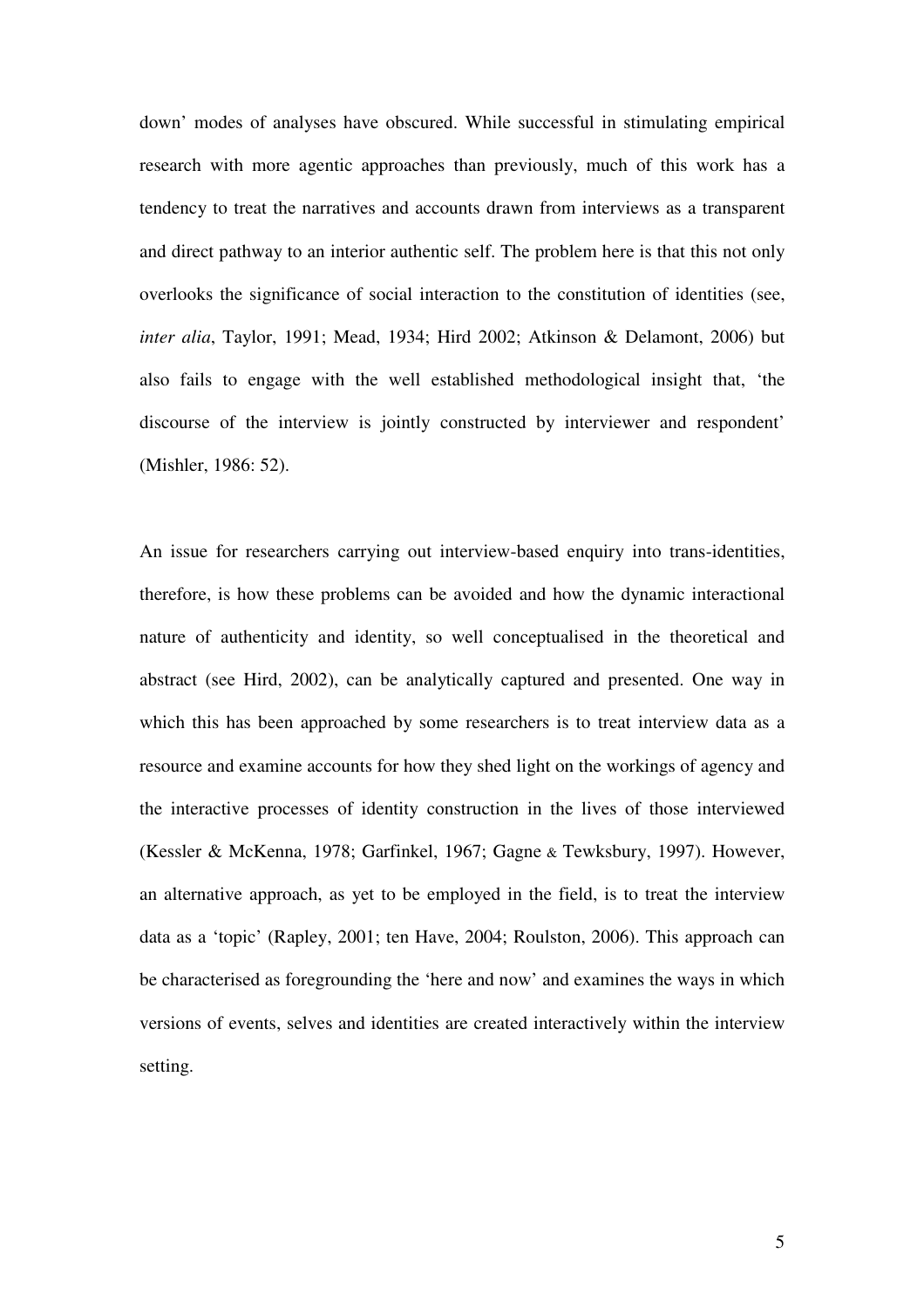down' modes of analyses have obscured. While successful in stimulating empirical research with more agentic approaches than previously, much of this work has a tendency to treat the narratives and accounts drawn from interviews as a transparent and direct pathway to an interior authentic self. The problem here is that this not only overlooks the significance of social interaction to the constitution of identities (see, *inter alia*, Taylor, 1991; Mead, 1934; Hird 2002; Atkinson & Delamont, 2006) but also fails to engage with the well established methodological insight that, 'the discourse of the interview is jointly constructed by interviewer and respondent' (Mishler, 1986: 52).

An issue for researchers carrying out interview-based enquiry into trans-identities, therefore, is how these problems can be avoided and how the dynamic interactional nature of authenticity and identity, so well conceptualised in the theoretical and abstract (see Hird, 2002), can be analytically captured and presented. One way in which this has been approached by some researchers is to treat interview data as a resource and examine accounts for how they shed light on the workings of agency and the interactive processes of identity construction in the lives of those interviewed (Kessler & McKenna, 1978; Garfinkel, 1967; Gagne & Tewksbury, 1997). However, an alternative approach, as yet to be employed in the field, is to treat the interview data as a 'topic' (Rapley, 2001; ten Have, 2004; Roulston, 2006). This approach can be characterised as foregrounding the 'here and now' and examines the ways in which versions of events, selves and identities are created interactively within the interview setting.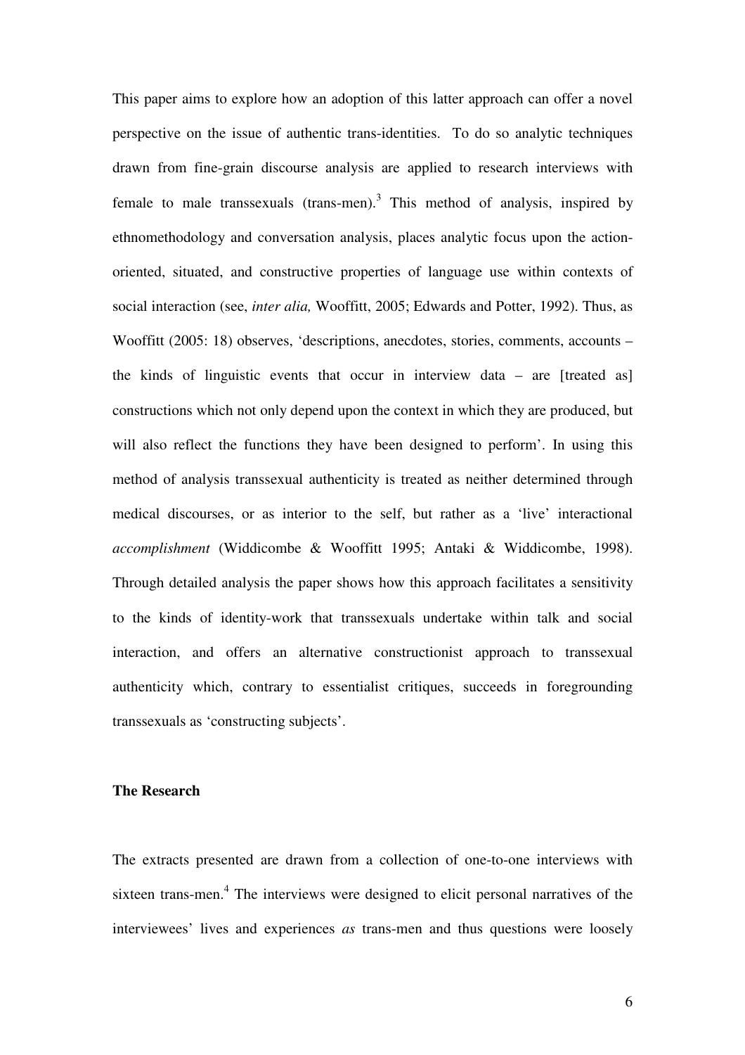This paper aims to explore how an adoption of this latter approach can offer a novel perspective on the issue of authentic trans-identities. To do so analytic techniques drawn from fine-grain discourse analysis are applied to research interviews with female to male transsexuals (trans-men).[3] This method of analysis, inspired by ethnomethodology and conversation analysis, places analytic focus upon the action-oriented, situated, and constructive properties of language use within contexts of social interaction (see, *inter alia,* Wooffitt, 2005; Edwards and Potter, 1992). Thus, as Wooffitt (2005: 18) observes, 'descriptions, anecdotes, stories, comments, accounts – the kinds of linguistic events that occur in interview data – are [treated as] constructions which not only depend upon the context in which they are produced, but will also reflect the functions they have been designed to perform'. In using this method of analysis transsexual authenticity is treated as neither determined through medical discourses, or as interior to the self, but rather as a 'live' interactional *accomplishment* (Widdicombe & Wooffitt 1995; Antaki & Widdicombe, 1998). Through detailed analysis the paper shows how this approach facilitates a sensitivity to the kinds of identity-work that transsexuals undertake within talk and social interaction, and offers an alternative constructionist approach to transsexual authenticity which, contrary to essentialist critiques, succeeds in foregrounding transsexuals as 'constructing subjects'.

**The Research**

The extracts presented are drawn from a collection of one-to-one interviews with sixteen trans-men.[4] The interviews were designed to elicit personal narratives of the interviewees' lives and experiences *as* trans-men and thus questions were loosely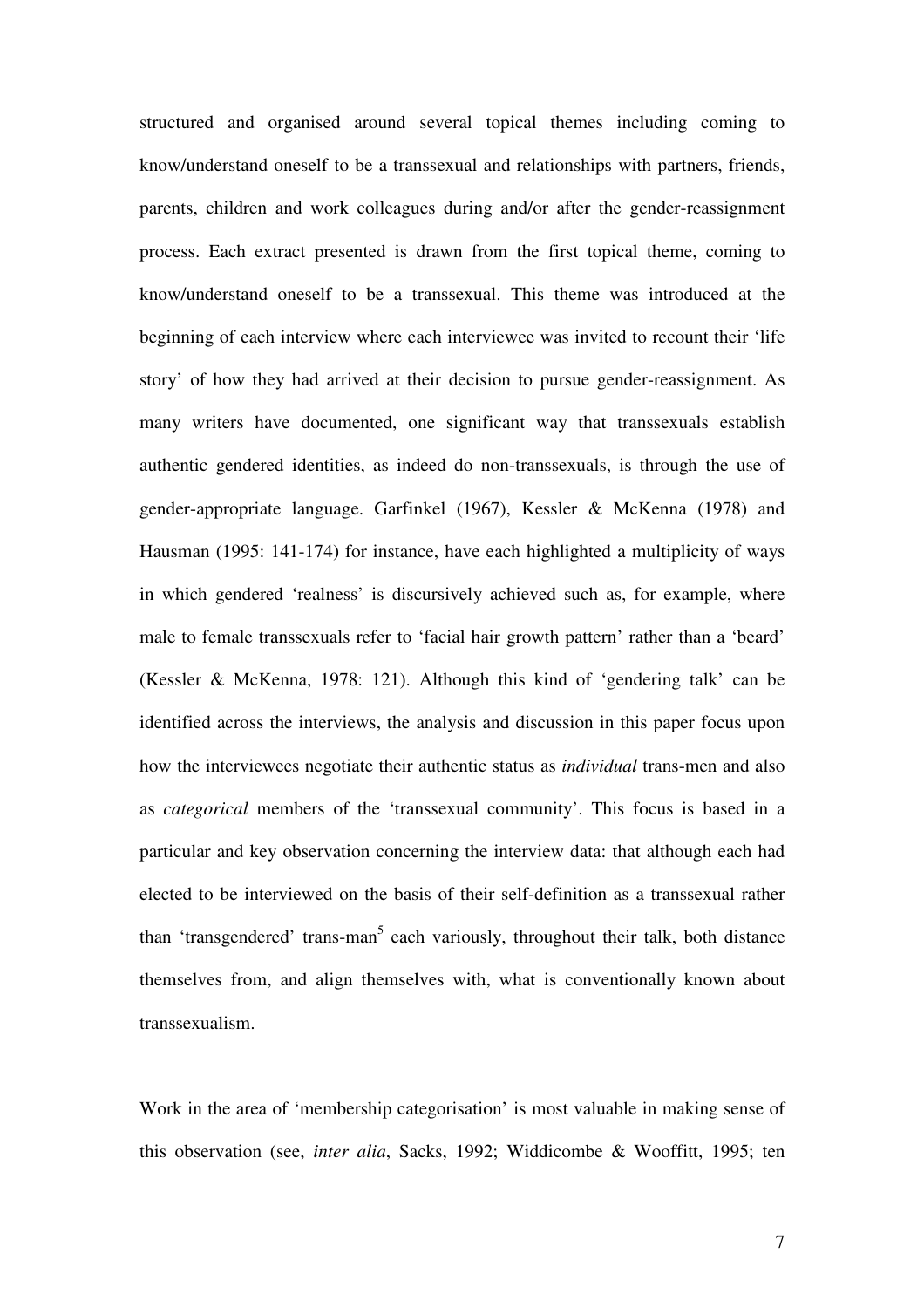structured and organised around several topical themes including coming to know/understand oneself to be a transsexual and relationships with partners, friends, parents, children and work colleagues during and/or after the gender-reassignment process. Each extract presented is drawn from the first topical theme, coming to know/understand oneself to be a transsexual. This theme was introduced at the beginning of each interview where each interviewee was invited to recount their 'life story' of how they had arrived at their decision to pursue gender-reassignment. As many writers have documented, one significant way that transsexuals establish authentic gendered identities, as indeed do non-transsexuals, is through the use of gender-appropriate language. Garfinkel (1967), Kessler & McKenna (1978) and Hausman (1995: 141-174) for instance, have each highlighted a multiplicity of ways in which gendered 'realness' is discursively achieved such as, for example, where male to female transsexuals refer to 'facial hair growth pattern' rather than a 'beard' (Kessler & McKenna, 1978: 121). Although this kind of 'gendering talk' can be identified across the interviews, the analysis and discussion in this paper focus upon how the interviewees negotiate their authentic status as *individual* trans-men and also as *categorical* members of the 'transsexual community'. This focus is based in a particular and key observation concerning the interview data: that although each had elected to be interviewed on the basis of their self-definition as a transsexual rather than 'transgendered' trans-man[5] each variously, throughout their talk, both distance themselves from, and align themselves with, what is conventionally known about transsexualism.

Work in the area of 'membership categorisation' is most valuable in making sense of this observation (see, *inter alia*, Sacks, 1992; Widdicombe & Wooffitt, 1995; ten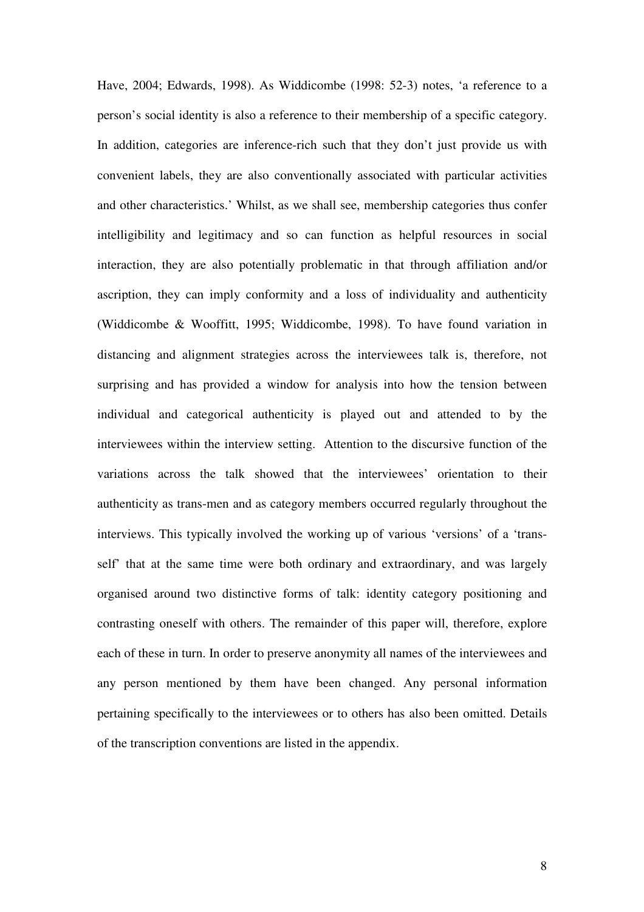Have, 2004; Edwards, 1998). As Widdicombe (1998: 52-3) notes, 'a reference to a person's social identity is also a reference to their membership of a specific category. In addition, categories are inference-rich such that they don't just provide us with convenient labels, they are also conventionally associated with particular activities and other characteristics.' Whilst, as we shall see, membership categories thus confer intelligibility and legitimacy and so can function as helpful resources in social interaction, they are also potentially problematic in that through affiliation and/or ascription, they can imply conformity and a loss of individuality and authenticity (Widdicombe & Wooffitt, 1995; Widdicombe, 1998). To have found variation in distancing and alignment strategies across the interviewees talk is, therefore, not surprising and has provided a window for analysis into how the tension between individual and categorical authenticity is played out and attended to by the interviewees within the interview setting. Attention to the discursive function of the variations across the talk showed that the interviewees' orientation to their authenticity as trans-men and as category members occurred regularly throughout the interviews. This typically involved the working up of various 'versions' of a 'trans-self' that at the same time were both ordinary and extraordinary, and was largely organised around two distinctive forms of talk: identity category positioning and contrasting oneself with others. The remainder of this paper will, therefore, explore each of these in turn. In order to preserve anonymity all names of the interviewees and any person mentioned by them have been changed. Any personal information pertaining specifically to the interviewees or to others has also been omitted. Details of the transcription conventions are listed in the appendix.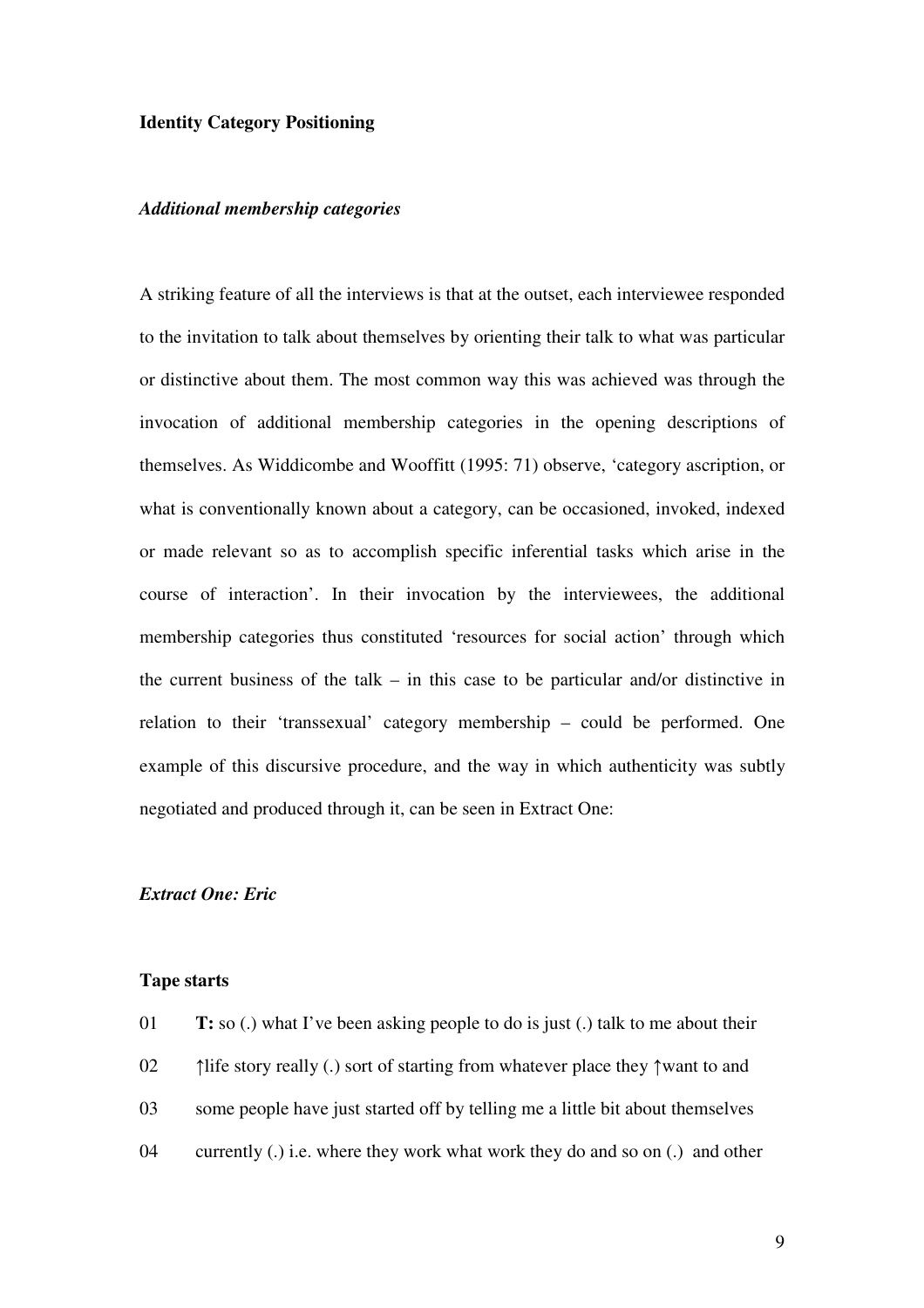**Identity Category Positioning**

***Additional membership categories***

A striking feature of all the interviews is that at the outset, each interviewee responded to the invitation to talk about themselves by orienting their talk to what was particular or distinctive about them. The most common way this was achieved was through the invocation of additional membership categories in the opening descriptions of themselves. As Widdicombe and Wooffitt (1995: 71) observe, 'category ascription, or what is conventionally known about a category, can be occasioned, invoked, indexed or made relevant so as to accomplish specific inferential tasks which arise in the course of interaction'. In their invocation by the interviewees, the additional membership categories thus constituted 'resources for social action' through which the current business of the talk – in this case to be particular and/or distinctive in relation to their 'transsexual' category membership – could be performed. One example of this discursive procedure, and the way in which authenticity was subtly negotiated and produced through it, can be seen in Extract One:

***Extract One: Eric***

**Tape starts**

01 **T:** so (.) what I've been asking people to do is just (.) talk to me about their

02 ↑life story really (.) sort of starting from whatever place they ↑want to and

03 some people have just started off by telling me a little bit about themselves

04 currently (.) i.e. where they work what work they do and so on (.) and other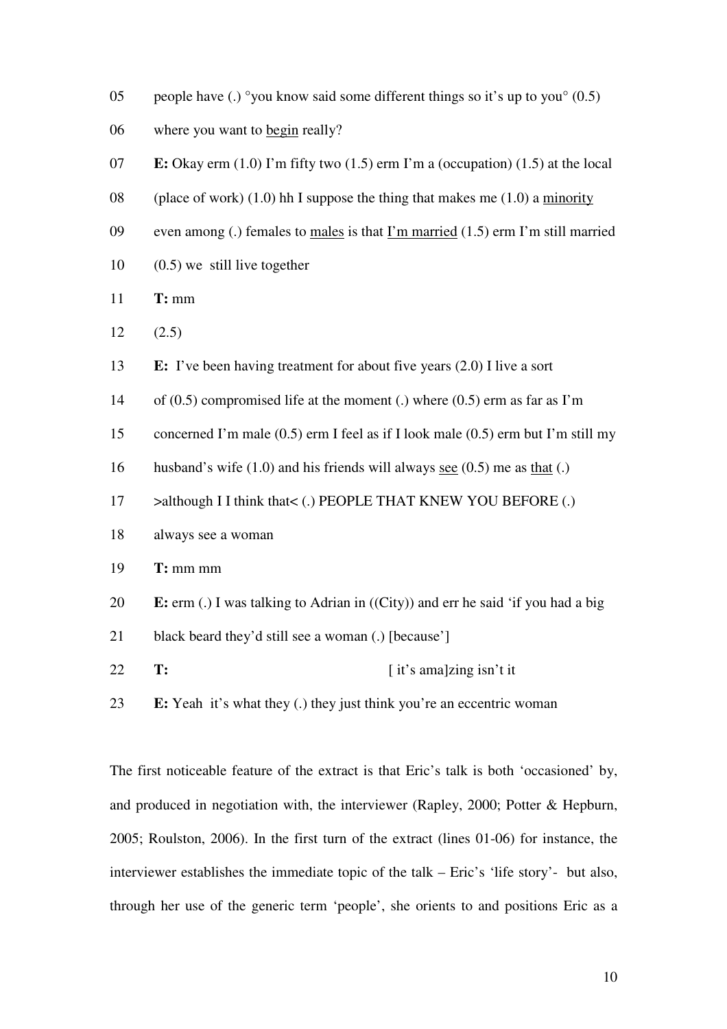05 people have (.) °you know said some different things so it's up to you° (0.5)

06 where you want to <u>begin</u> really?

07 **E:** Okay erm (1.0) I'm fifty two (1.5) erm I'm a (occupation) (1.5) at the local

08 (place of work) (1.0) hh I suppose the thing that makes me (1.0) a <u>minority</u>

09 even among (.) females to <u>males</u> is that <u>I'm married</u> (1.5) erm I'm still married

10 (0.5) we still live together

11 **T:** mm

12 (2.5)

13 **E:** I've been having treatment for about five years (2.0) I live a sort

14 of (0.5) compromised life at the moment (.) where (0.5) erm as far as I'm

15 concerned I'm male (0.5) erm I feel as if I look male (0.5) erm but I'm still my

16 husband's wife (1.0) and his friends will always <u>see</u> (0.5) me as <u>that</u> (.)

17 >although I I think that< (.) PEOPLE THAT KNEW YOU BEFORE (.)

18 always see a woman

19 **T:** mm mm

20 **E:** erm (.) I was talking to Adrian in ((City)) and err he said 'if you had a big

21 black beard they'd still see a woman (.) [because']

22 **T:** [ it's ama]zing isn't it

23 **E:** Yeah it's what they (.) they just think you're an eccentric woman

The first noticeable feature of the extract is that Eric's talk is both 'occasioned' by, and produced in negotiation with, the interviewer (Rapley, 2000; Potter & Hepburn, 2005; Roulston, 2006). In the first turn of the extract (lines 01-06) for instance, the interviewer establishes the immediate topic of the talk – Eric's 'life story'- but also, through her use of the generic term 'people', she orients to and positions Eric as a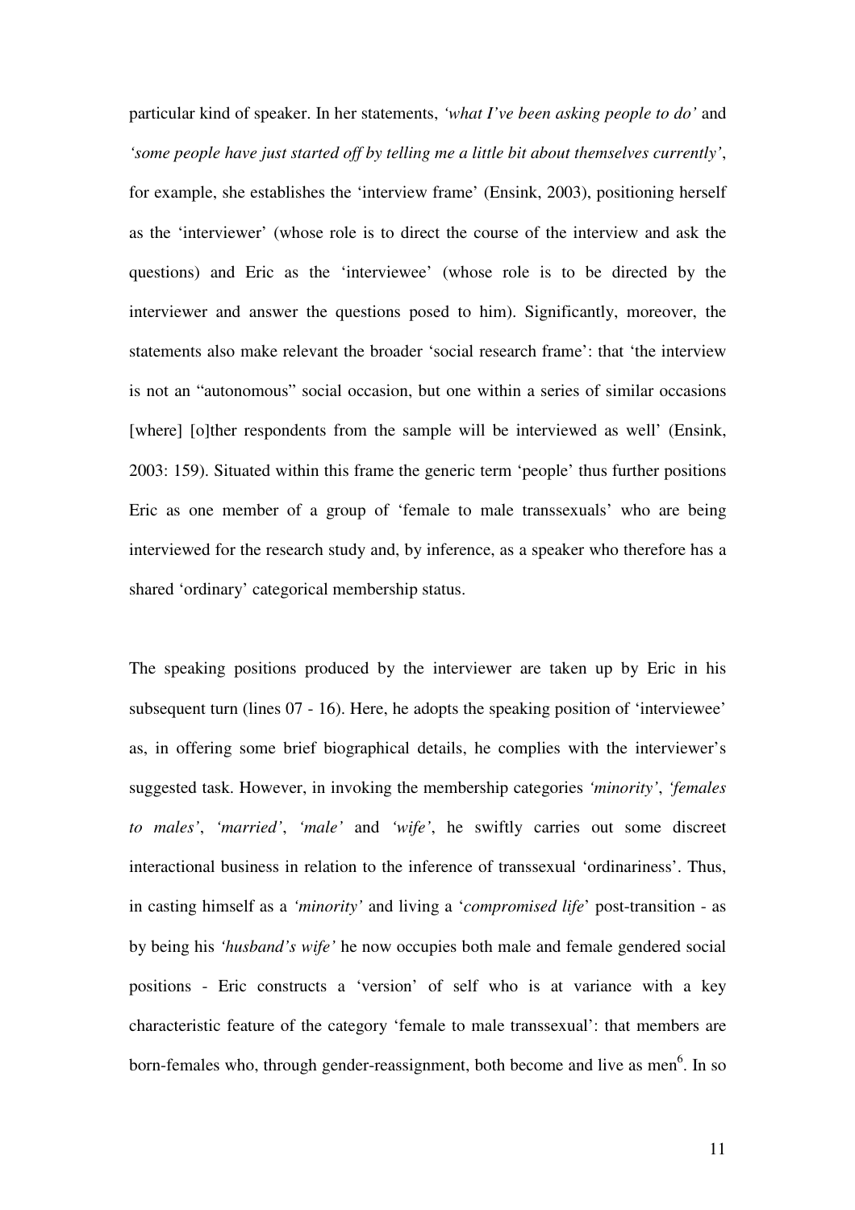particular kind of speaker. In her statements, *'what I've been asking people to do'* and *'some people have just started off by telling me a little bit about themselves currently'*, for example, she establishes the 'interview frame' (Ensink, 2003), positioning herself as the 'interviewer' (whose role is to direct the course of the interview and ask the questions) and Eric as the 'interviewee' (whose role is to be directed by the interviewer and answer the questions posed to him). Significantly, moreover, the statements also make relevant the broader 'social research frame': that 'the interview is not an "autonomous" social occasion, but one within a series of similar occasions [where] [o]ther respondents from the sample will be interviewed as well' (Ensink, 2003: 159). Situated within this frame the generic term 'people' thus further positions Eric as one member of a group of 'female to male transsexuals' who are being interviewed for the research study and, by inference, as a speaker who therefore has a shared 'ordinary' categorical membership status.

The speaking positions produced by the interviewer are taken up by Eric in his subsequent turn (lines 07 - 16). Here, he adopts the speaking position of 'interviewee' as, in offering some brief biographical details, he complies with the interviewer's suggested task. However, in invoking the membership categories *'minority'*, *'females to males'*, *'married'*, *'male'* and *'wife'*, he swiftly carries out some discreet interactional business in relation to the inference of transsexual 'ordinariness'. Thus, in casting himself as a *'minority'* and living a '*compromised life*' post-transition - as by being his *'husband's wife'* he now occupies both male and female gendered social positions - Eric constructs a 'version' of self who is at variance with a key characteristic feature of the category 'female to male transsexual': that members are born-females who, through gender-reassignment, both become and live as men[6]. In so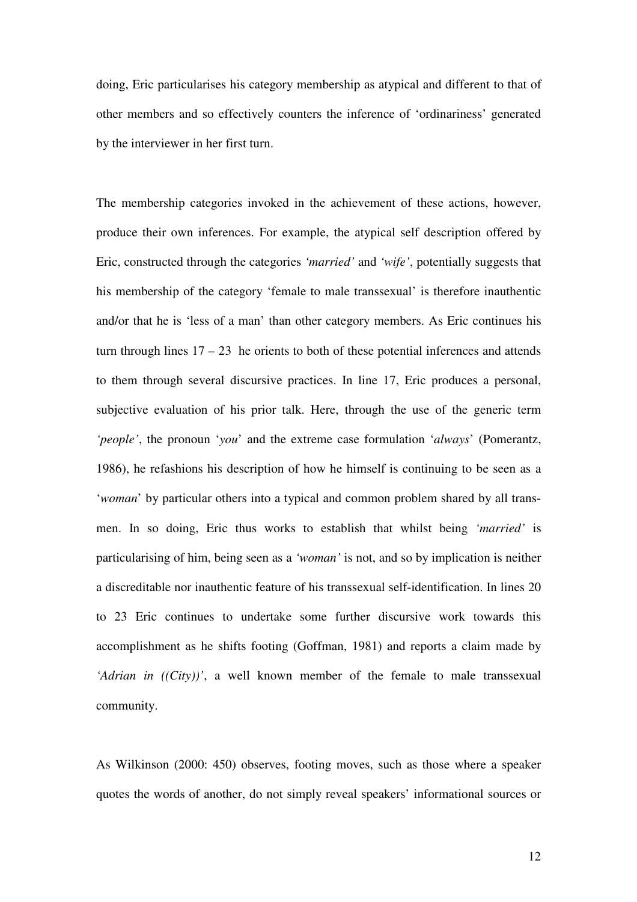doing, Eric particularises his category membership as atypical and different to that of other members and so effectively counters the inference of 'ordinariness' generated by the interviewer in her first turn.

The membership categories invoked in the achievement of these actions, however, produce their own inferences. For example, the atypical self description offered by Eric, constructed through the categories *'married'* and *'wife'*, potentially suggests that his membership of the category 'female to male transsexual' is therefore inauthentic and/or that he is 'less of a man' than other category members. As Eric continues his turn through lines 17 – 23 he orients to both of these potential inferences and attends to them through several discursive practices. In line 17, Eric produces a personal, subjective evaluation of his prior talk. Here, through the use of the generic term *'people'*, the pronoun '*you*' and the extreme case formulation '*always*' (Pomerantz, 1986), he refashions his description of how he himself is continuing to be seen as a '*woman*' by particular others into a typical and common problem shared by all trans-men. In so doing, Eric thus works to establish that whilst being *'married'* is particularising of him, being seen as a *'woman'* is not, and so by implication is neither a discreditable nor inauthentic feature of his transsexual self-identification. In lines 20 to 23 Eric continues to undertake some further discursive work towards this accomplishment as he shifts footing (Goffman, 1981) and reports a claim made by *'Adrian in ((City))'*, a well known member of the female to male transsexual community.

As Wilkinson (2000: 450) observes, footing moves, such as those where a speaker quotes the words of another, do not simply reveal speakers' informational sources or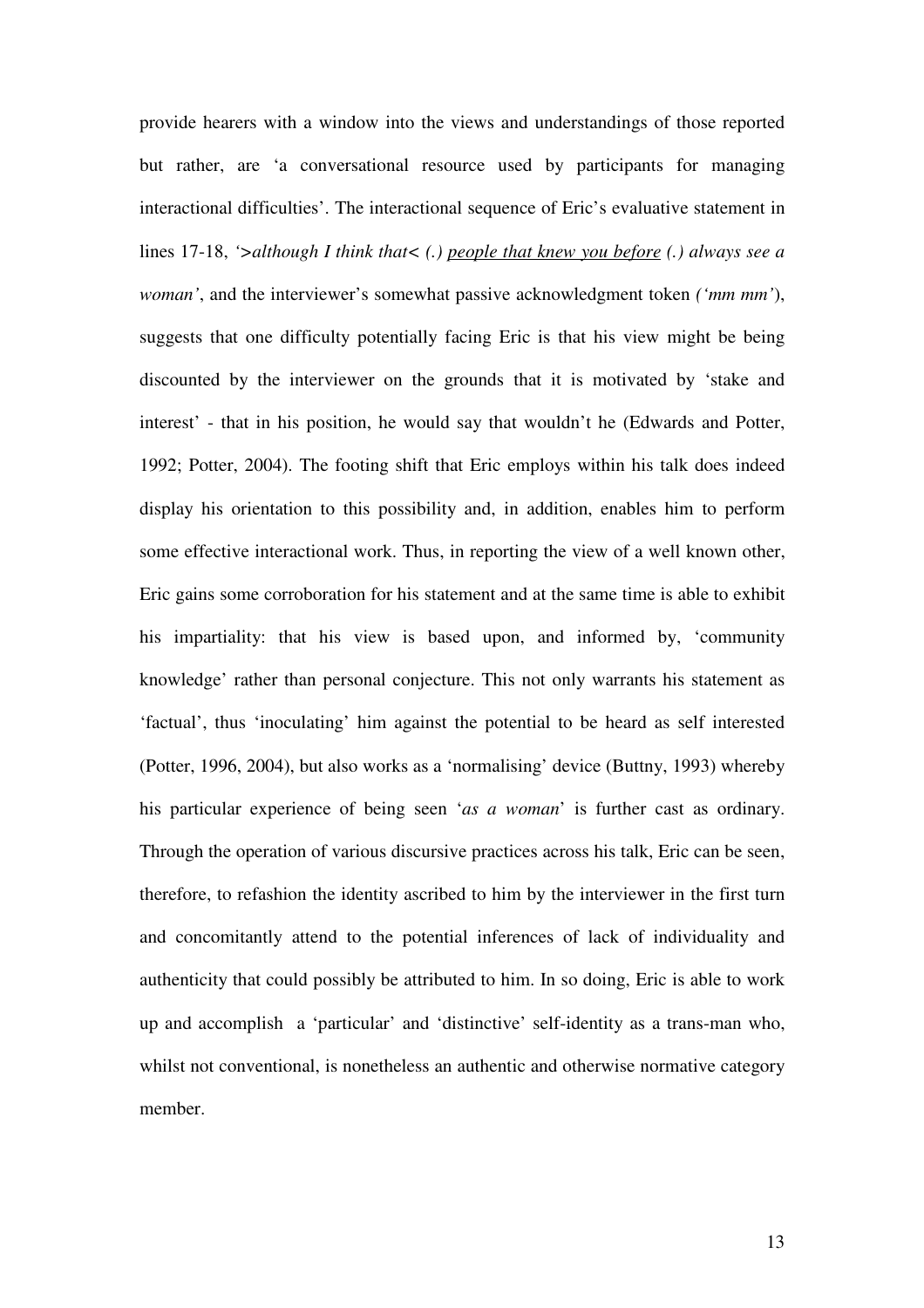provide hearers with a window into the views and understandings of those reported but rather, are 'a conversational resource used by participants for managing interactional difficulties'. The interactional sequence of Eric's evaluative statement in lines 17-18, *'>although I think that< (.)* *<u>people that knew you before</u>* *(.) always see a woman'*, and the interviewer's somewhat passive acknowledgment token *('mm mm'*), suggests that one difficulty potentially facing Eric is that his view might be being discounted by the interviewer on the grounds that it is motivated by 'stake and interest' - that in his position, he would say that wouldn't he (Edwards and Potter, 1992; Potter, 2004). The footing shift that Eric employs within his talk does indeed display his orientation to this possibility and, in addition, enables him to perform some effective interactional work. Thus, in reporting the view of a well known other, Eric gains some corroboration for his statement and at the same time is able to exhibit his impartiality: that his view is based upon, and informed by, 'community knowledge' rather than personal conjecture. This not only warrants his statement as 'factual', thus 'inoculating' him against the potential to be heard as self interested (Potter, 1996, 2004), but also works as a 'normalising' device (Buttny, 1993) whereby his particular experience of being seen '*as a woman*' is further cast as ordinary. Through the operation of various discursive practices across his talk, Eric can be seen, therefore, to refashion the identity ascribed to him by the interviewer in the first turn and concomitantly attend to the potential inferences of lack of individuality and authenticity that could possibly be attributed to him. In so doing, Eric is able to work up and accomplish a 'particular' and 'distinctive' self-identity as a trans-man who, whilst not conventional, is nonetheless an authentic and otherwise normative category member.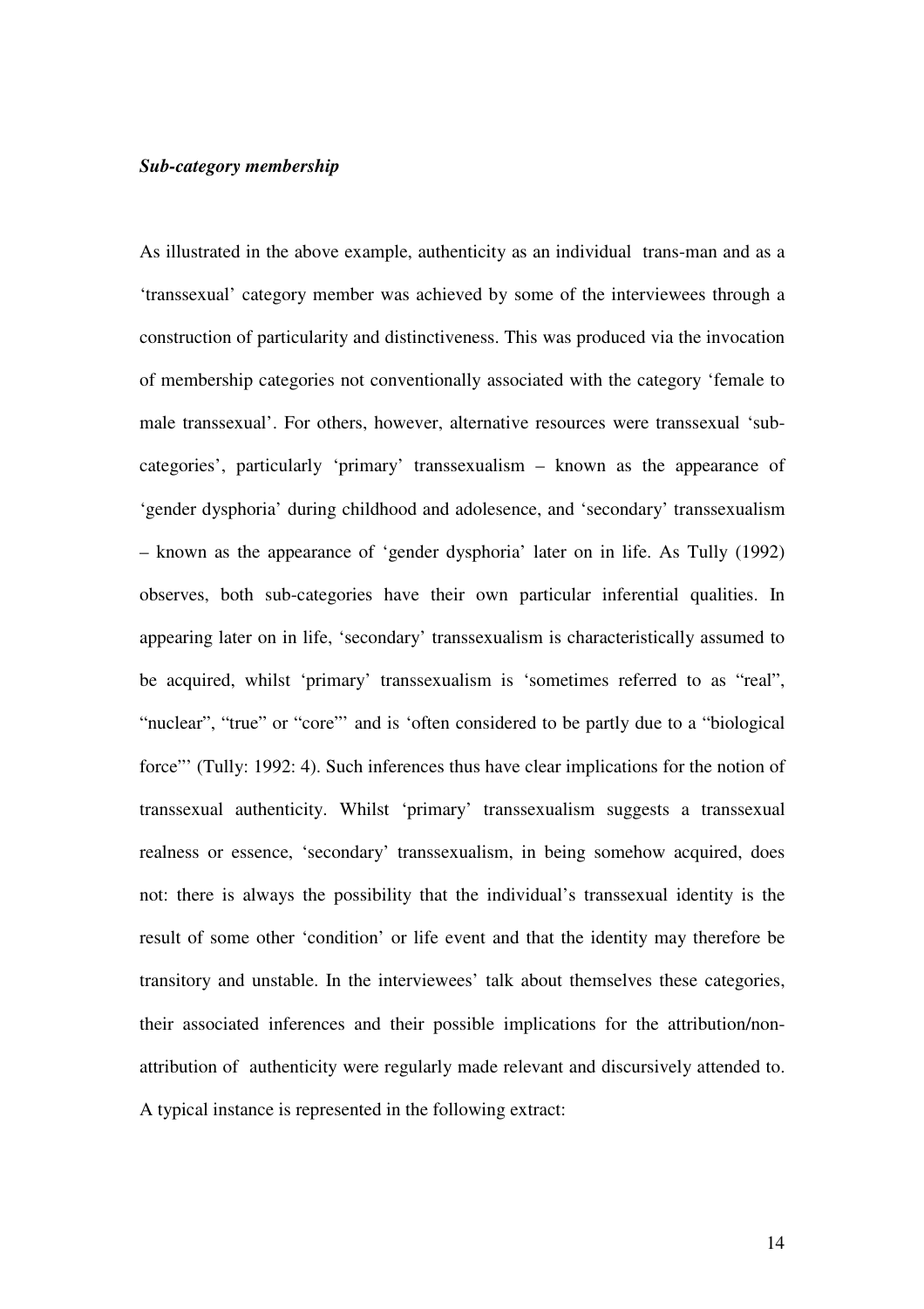***Sub-category membership***

As illustrated in the above example, authenticity as an individual trans-man and as a 'transsexual' category member was achieved by some of the interviewees through a construction of particularity and distinctiveness. This was produced via the invocation of membership categories not conventionally associated with the category 'female to male transsexual'. For others, however, alternative resources were transsexual 'sub-categories', particularly 'primary' transsexualism – known as the appearance of 'gender dysphoria' during childhood and adolesence, and 'secondary' transsexualism – known as the appearance of 'gender dysphoria' later on in life. As Tully (1992) observes, both sub-categories have their own particular inferential qualities. In appearing later on in life, 'secondary' transsexualism is characteristically assumed to be acquired, whilst 'primary' transsexualism is 'sometimes referred to as "real", "nuclear", "true" or "core"' and is 'often considered to be partly due to a "biological force"' (Tully: 1992: 4). Such inferences thus have clear implications for the notion of transsexual authenticity. Whilst 'primary' transsexualism suggests a transsexual realness or essence, 'secondary' transsexualism, in being somehow acquired, does not: there is always the possibility that the individual's transsexual identity is the result of some other 'condition' or life event and that the identity may therefore be transitory and unstable. In the interviewees' talk about themselves these categories, their associated inferences and their possible implications for the attribution/non-attribution of authenticity were regularly made relevant and discursively attended to. A typical instance is represented in the following extract: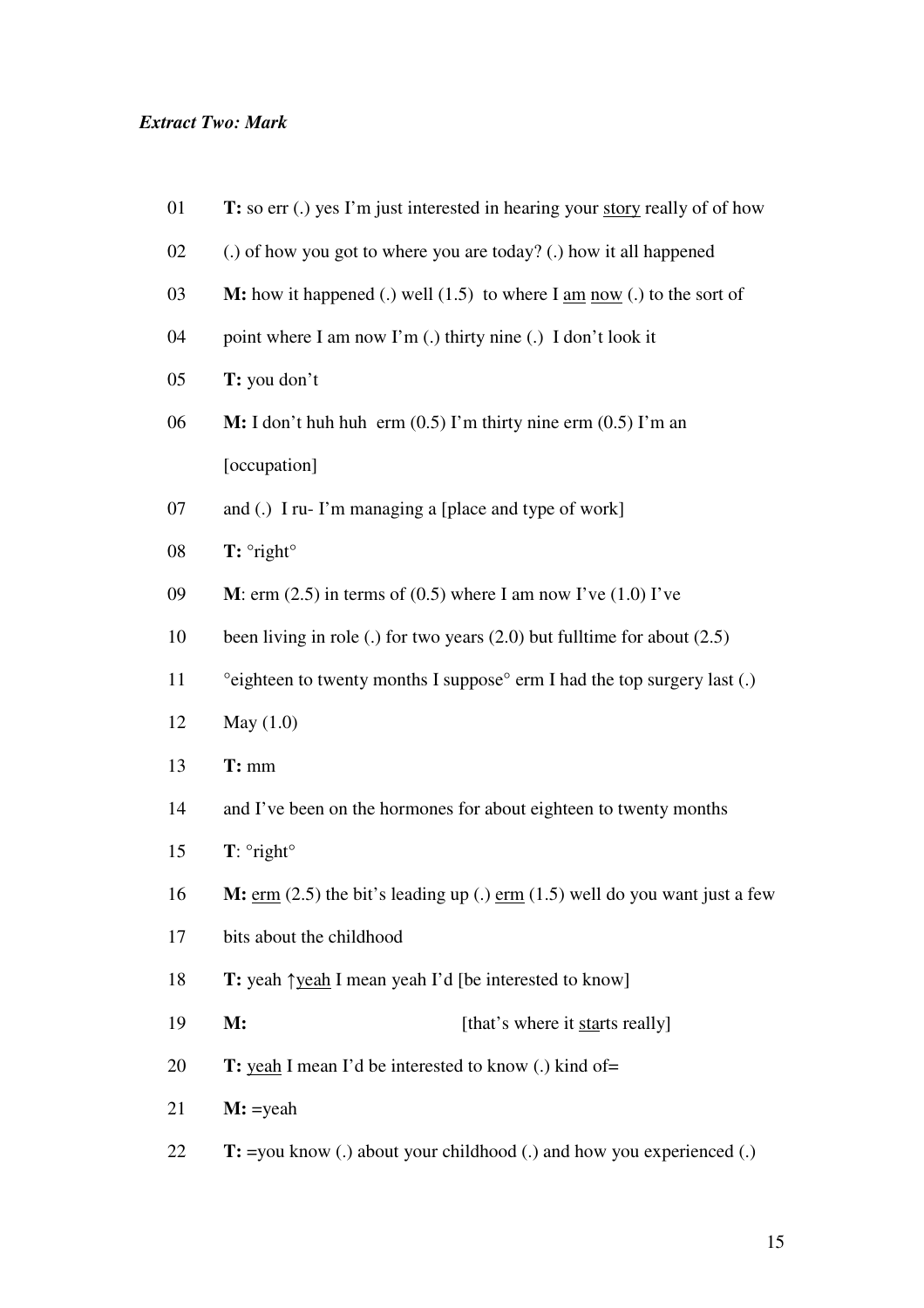***Extract Two: Mark***

01 **T:** so err (.) yes I'm just interested in hearing your <u>story</u> really of of how

02 (.) of how you got to where you are today? (.) how it all happened

03 **M:** how it happened (.) well (1.5) to where I <u>am</u> <u>now</u> (.) to the sort of

04 point where I am now I'm (.) thirty nine (.) I don't look it

05 **T:** you don't

06 **M:** I don't huh huh erm (0.5) I'm thirty nine erm (0.5) I'm an [occupation]

07 and (.) I ru- I'm managing a [place and type of work]

08 **T:** °right°

09 **M**: erm (2.5) in terms of (0.5) where I am now I've (1.0) I've

10 been living in role (.) for two years (2.0) but fulltime for about (2.5)

11 °eighteen to twenty months I suppose° erm I had the top surgery last (.)

12 May (1.0)

13 **T:** mm

14 and I've been on the hormones for about eighteen to twenty months

15 **T**: °right°

16 **M:** <u>erm</u> (2.5) the bit's leading up (.) <u>erm</u> (1.5) well do you want just a few

17 bits about the childhood

18 **T:** yeah ↑<u>yeah</u> I mean yeah I'd [be interested to know]

19 **M:** [that's where it <u>sta</u>rts really]

20 **T:** <u>yeah</u> I mean I'd be interested to know (.) kind of=

21 **M:** =yeah

22 **T:** =you know (.) about your childhood (.) and how you experienced (.)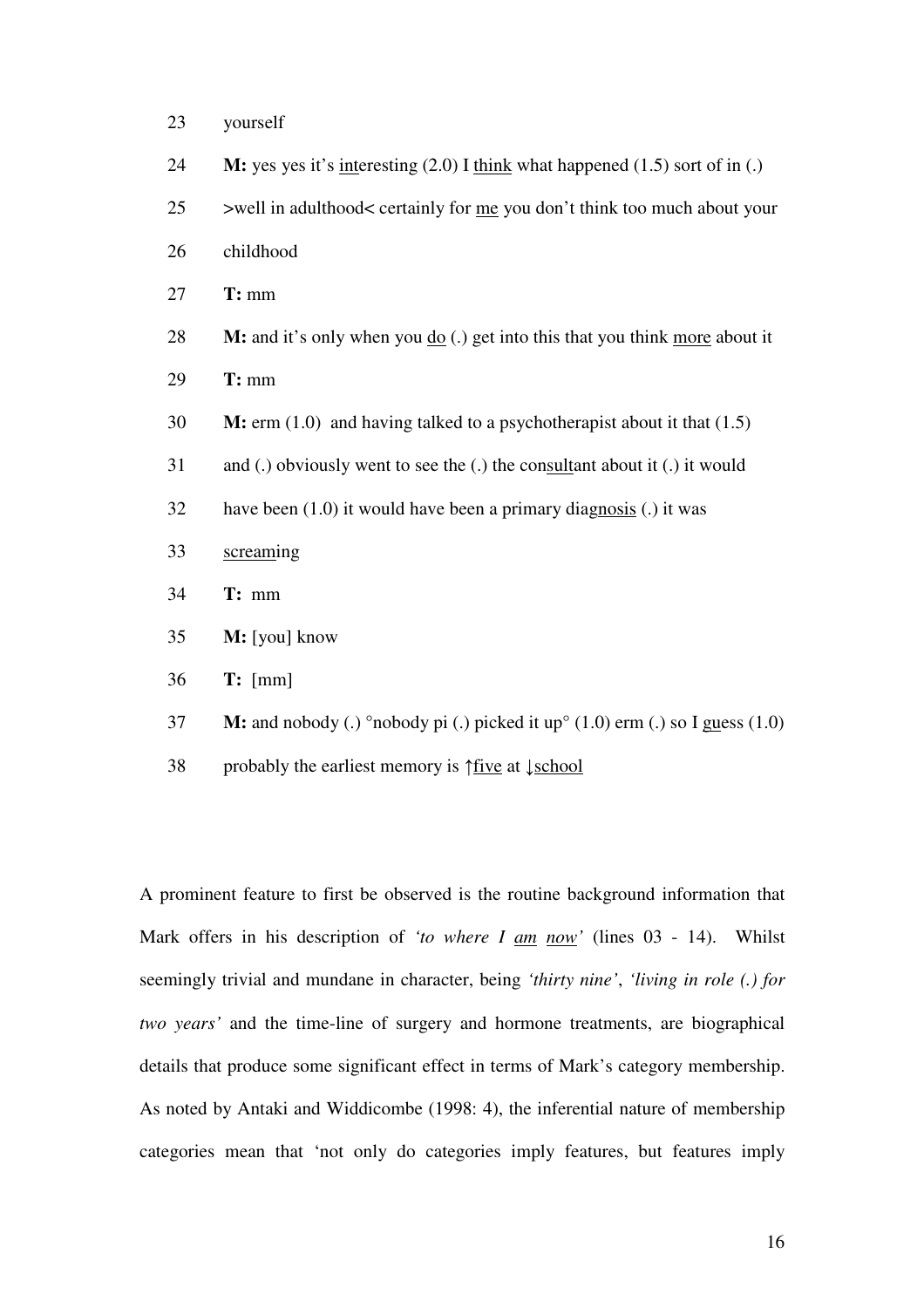23 yourself

24 **M:** yes yes it's <u>int</u>eresting (2.0) I <u>think</u> what happened (1.5) sort of in (.)

25 >well in adulthood< certainly for <u>me</u> you don't think too much about your

26 childhood

27 **T:** mm

28 **M:** and it's only when you <u>do</u> (.) get into this that you think <u>more</u> about it

29 **T:** mm

30 **M:** erm (1.0) and having talked to a psychotherapist about it that (1.5)

31 and (.) obviously went to see the (.) the con<u>sult</u>ant about it (.) it would

32 have been (1.0) it would have been a primary diag<u>nosis</u> (.) it was

33 <u>scream</u>ing

34 **T:** mm

35 **M:** [you] know

36 **T:** [mm]

37 **M:** and nobody (.) °nobody pi (.) picked it up° (1.0) erm (.) so I <u>gu</u>ess (1.0)

38 probably the earliest memory is ↑<u>five</u> at ↓<u>school</u>

A prominent feature to first be observed is the routine background information that Mark offers in his description of *'to where I <u>am</u> <u>now</u>'* (lines 03 - 14). Whilst seemingly trivial and mundane in character, being *'thirty nine'*, *'living in role (.) for two years'* and the time-line of surgery and hormone treatments, are biographical details that produce some significant effect in terms of Mark's category membership. As noted by Antaki and Widdicombe (1998: 4), the inferential nature of membership categories mean that 'not only do categories imply features, but features imply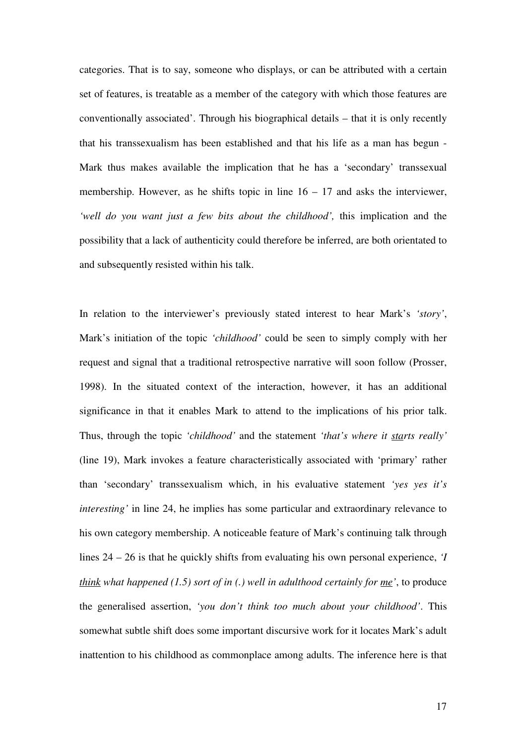categories. That is to say, someone who displays, or can be attributed with a certain set of features, is treatable as a member of the category with which those features are conventionally associated'. Through his biographical details – that it is only recently that his transsexualism has been established and that his life as a man has begun - Mark thus makes available the implication that he has a 'secondary' transsexual membership. However, as he shifts topic in line 16 – 17 and asks the interviewer, *'well do you want just a few bits about the childhood',* this implication and the possibility that a lack of authenticity could therefore be inferred, are both orientated to and subsequently resisted within his talk.

In relation to the interviewer's previously stated interest to hear Mark's *'story'*, Mark's initiation of the topic *'childhood'* could be seen to simply comply with her request and signal that a traditional retrospective narrative will soon follow (Prosser, 1998). In the situated context of the interaction, however, it has an additional significance in that it enables Mark to attend to the implications of his prior talk. Thus, through the topic *'childhood'* and the statement *'that's where it <u>sta</u>rts really'* (line 19), Mark invokes a feature characteristically associated with 'primary' rather than 'secondary' transsexualism which, in his evaluative statement *'yes yes it's interesting'* in line 24, he implies has some particular and extraordinary relevance to his own category membership. A noticeable feature of Mark's continuing talk through lines 24 – 26 is that he quickly shifts from evaluating his own personal experience, *'I <u>think</u> what happened (1.5) sort of in (.) well in adulthood certainly for <u>me</u>'*, to produce the generalised assertion, *'you don't think too much about your childhood'*. This somewhat subtle shift does some important discursive work for it locates Mark's adult inattention to his childhood as commonplace among adults. The inference here is that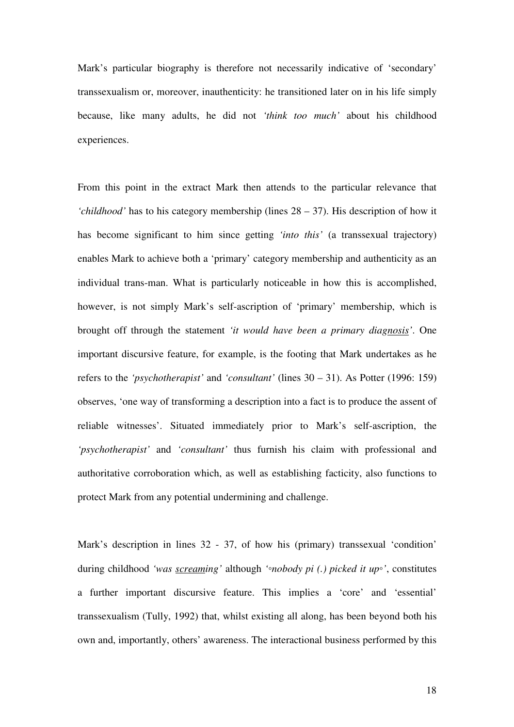Mark's particular biography is therefore not necessarily indicative of 'secondary' transsexualism or, moreover, inauthenticity: he transitioned later on in his life simply because, like many adults, he did not *'think too much'* about his childhood experiences.

From this point in the extract Mark then attends to the particular relevance that *'childhood'* has to his category membership (lines 28 – 37). His description of how it has become significant to him since getting *'into this'* (a transsexual trajectory) enables Mark to achieve both a 'primary' category membership and authenticity as an individual trans-man. What is particularly noticeable in how this is accomplished, however, is not simply Mark's self-ascription of 'primary' membership, which is brought off through the statement *'it would have been a primary diag<u>nosis</u>'*. One important discursive feature, for example, is the footing that Mark undertakes as he refers to the *'psychotherapist'* and *'consultant'* (lines 30 – 31). As Potter (1996: 159) observes, 'one way of transforming a description into a fact is to produce the assent of reliable witnesses'. Situated immediately prior to Mark's self-ascription, the *'psychotherapist'* and *'consultant'* thus furnish his claim with professional and authoritative corroboration which, as well as establishing facticity, also functions to protect Mark from any potential undermining and challenge.

Mark's description in lines 32 - 37, of how his (primary) transsexual 'condition' during childhood *'was <u>scream</u>ing'* although *'°nobody pi (.) picked it up°'*, constitutes a further important discursive feature. This implies a 'core' and 'essential' transsexualism (Tully, 1992) that, whilst existing all along, has been beyond both his own and, importantly, others' awareness. The interactional business performed by this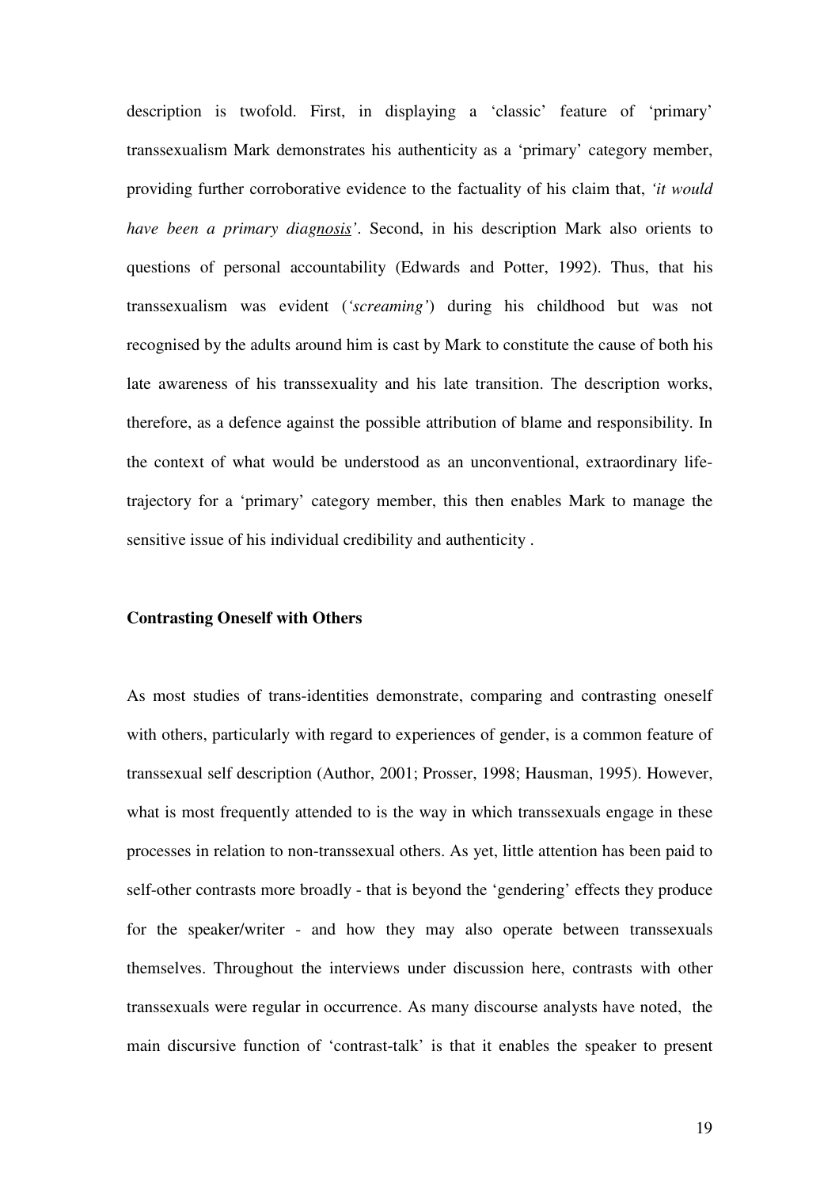description is twofold. First, in displaying a 'classic' feature of 'primary' transsexualism Mark demonstrates his authenticity as a 'primary' category member, providing further corroborative evidence to the factuality of his claim that, *'it would have been a primary diag<u>nosis</u>'*. Second, in his description Mark also orients to questions of personal accountability (Edwards and Potter, 1992). Thus, that his transsexualism was evident (*'screaming'*) during his childhood but was not recognised by the adults around him is cast by Mark to constitute the cause of both his late awareness of his transsexuality and his late transition. The description works, therefore, as a defence against the possible attribution of blame and responsibility. In the context of what would be understood as an unconventional, extraordinary life-trajectory for a 'primary' category member, this then enables Mark to manage the sensitive issue of his individual credibility and authenticity .

**Contrasting Oneself with Others**

As most studies of trans-identities demonstrate, comparing and contrasting oneself with others, particularly with regard to experiences of gender, is a common feature of transsexual self description (Author, 2001; Prosser, 1998; Hausman, 1995). However, what is most frequently attended to is the way in which transsexuals engage in these processes in relation to non-transsexual others. As yet, little attention has been paid to self-other contrasts more broadly - that is beyond the 'gendering' effects they produce for the speaker/writer - and how they may also operate between transsexuals themselves. Throughout the interviews under discussion here, contrasts with other transsexuals were regular in occurrence. As many discourse analysts have noted, the main discursive function of 'contrast-talk' is that it enables the speaker to present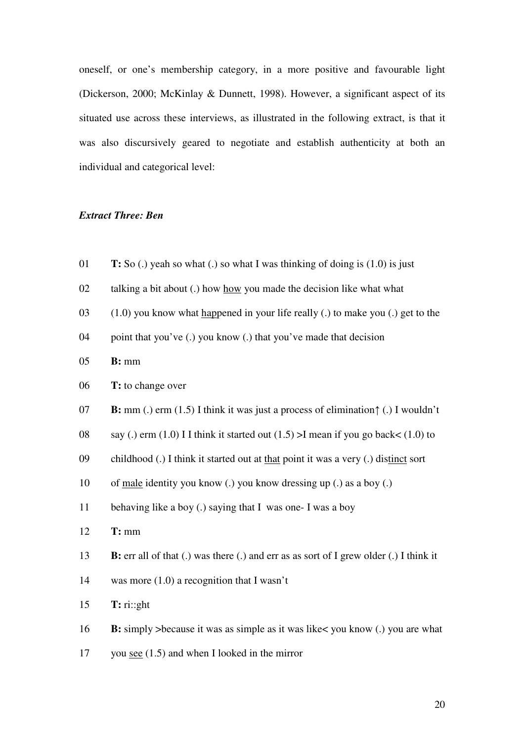oneself, or one's membership category, in a more positive and favourable light (Dickerson, 2000; McKinlay & Dunnett, 1998). However, a significant aspect of its situated use across these interviews, as illustrated in the following extract, is that it was also discursively geared to negotiate and establish authenticity at both an individual and categorical level:

***Extract Three: Ben***

01 **T:** So (.) yeah so what (.) so what I was thinking of doing is (1.0) is just
02 talking a bit about (.) how <u>how</u> you made the decision like what what
03 (1.0) you know what <u>happ</u>ened in your life really (.) to make you (.) get to the
04 point that you've (.) you know (.) that you've made that decision
05 **B:** mm
06 **T:** to change over
07 **B:** mm (.) erm (1.5) I think it was just a process of elimination↑ (.) I wouldn't
08 say (.) erm (1.0) I I think it started out (1.5) >I mean if you go back< (1.0) to
09 childhood (.) I think it started out at <u>that</u> point it was a very (.) dis<u>tinct</u> sort
10 of <u>male</u> identity you know (.) you know dressing up (.) as a boy (.)
11 behaving like a boy (.) saying that I was one- I was a boy
12 **T:** mm
13 **B:** err all of that (.) was there (.) and err as as sort of I grew older (.) I think it
14 was more (1.0) a recognition that I wasn't
15 **T:** ri::ght
16 **B:** simply >because it was as simple as it was like< you know (.) you are what
17 you <u>see</u> (1.5) and when I looked in the mirror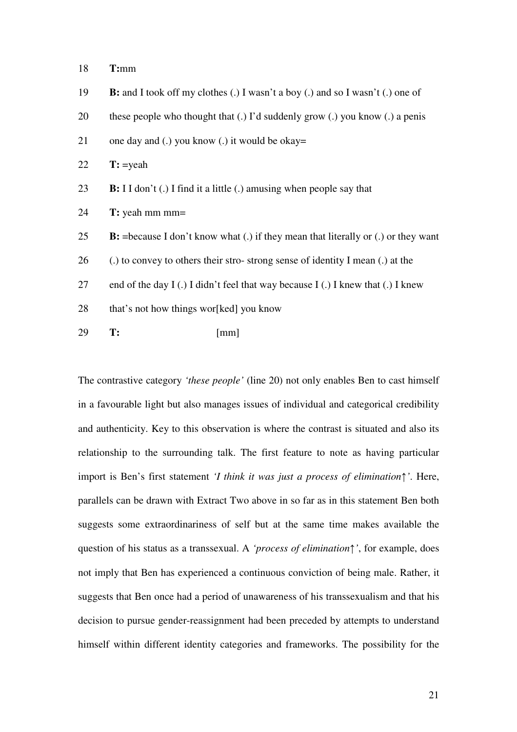18 **T:**mm

19 **B:** and I took off my clothes (.) I wasn't a boy (.) and so I wasn't (.) one of

20 these people who thought that (.) I'd suddenly grow (.) you know (.) a penis

21 one day and (.) you know (.) it would be okay=

22 **T:** =yeah

23 **B:** I I don't (.) I find it a little (.) amusing when people say that

24 **T:** yeah mm mm=

25 **B:** =because I don't know what (.) if they mean that literally or (.) or they want

26 (.) to convey to others their stro- strong sense of identity I mean (.) at the

27 end of the day I (.) I didn't feel that way because I (.) I knew that (.) I knew

28 that's not how things wor[ked] you know

29 **T:** [mm]

The contrastive category *'these people'* (line 20) not only enables Ben to cast himself in a favourable light but also manages issues of individual and categorical credibility and authenticity. Key to this observation is where the contrast is situated and also its relationship to the surrounding talk. The first feature to note as having particular import is Ben's first statement *'I think it was just a process of elimination↑'*. Here, parallels can be drawn with Extract Two above in so far as in this statement Ben both suggests some extraordinariness of self but at the same time makes available the question of his status as a transsexual. A *'process of elimination↑'*, for example, does not imply that Ben has experienced a continuous conviction of being male. Rather, it suggests that Ben once had a period of unawareness of his transsexualism and that his decision to pursue gender-reassignment had been preceded by attempts to understand himself within different identity categories and frameworks. The possibility for the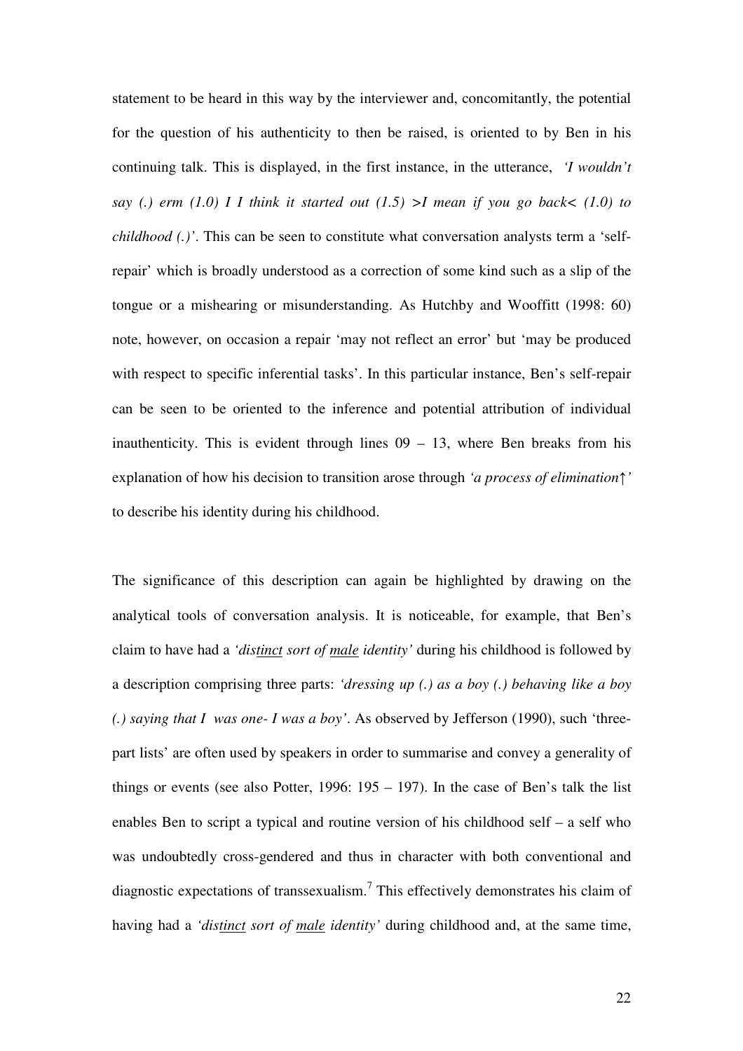statement to be heard in this way by the interviewer and, concomitantly, the potential for the question of his authenticity to then be raised, is oriented to by Ben in his continuing talk. This is displayed, in the first instance, in the utterance, *'I wouldn't say (.) erm (1.0) I I think it started out (1.5) >I mean if you go back< (1.0) to childhood (.)'*. This can be seen to constitute what conversation analysts term a 'self-repair' which is broadly understood as a correction of some kind such as a slip of the tongue or a mishearing or misunderstanding. As Hutchby and Wooffitt (1998: 60) note, however, on occasion a repair 'may not reflect an error' but 'may be produced with respect to specific inferential tasks'. In this particular instance, Ben's self-repair can be seen to be oriented to the inference and potential attribution of individual inauthenticity. This is evident through lines 09 – 13, where Ben breaks from his explanation of how his decision to transition arose through *'a process of elimination↑'* to describe his identity during his childhood.

The significance of this description can again be highlighted by drawing on the analytical tools of conversation analysis. It is noticeable, for example, that Ben's claim to have had a *'dis<u>tinct</u> sort of <u>male</u> identity'* during his childhood is followed by a description comprising three parts: *'dressing up (.) as a boy (.) behaving like a boy (.) saying that I was one- I was a boy'*. As observed by Jefferson (1990), such 'three-part lists' are often used by speakers in order to summarise and convey a generality of things or events (see also Potter, 1996: 195 – 197). In the case of Ben's talk the list enables Ben to script a typical and routine version of his childhood self – a self who was undoubtedly cross-gendered and thus in character with both conventional and diagnostic expectations of transsexualism.[7] This effectively demonstrates his claim of having had a *'dis<u>tinct</u> sort of <u>male</u> identity'* during childhood and, at the same time,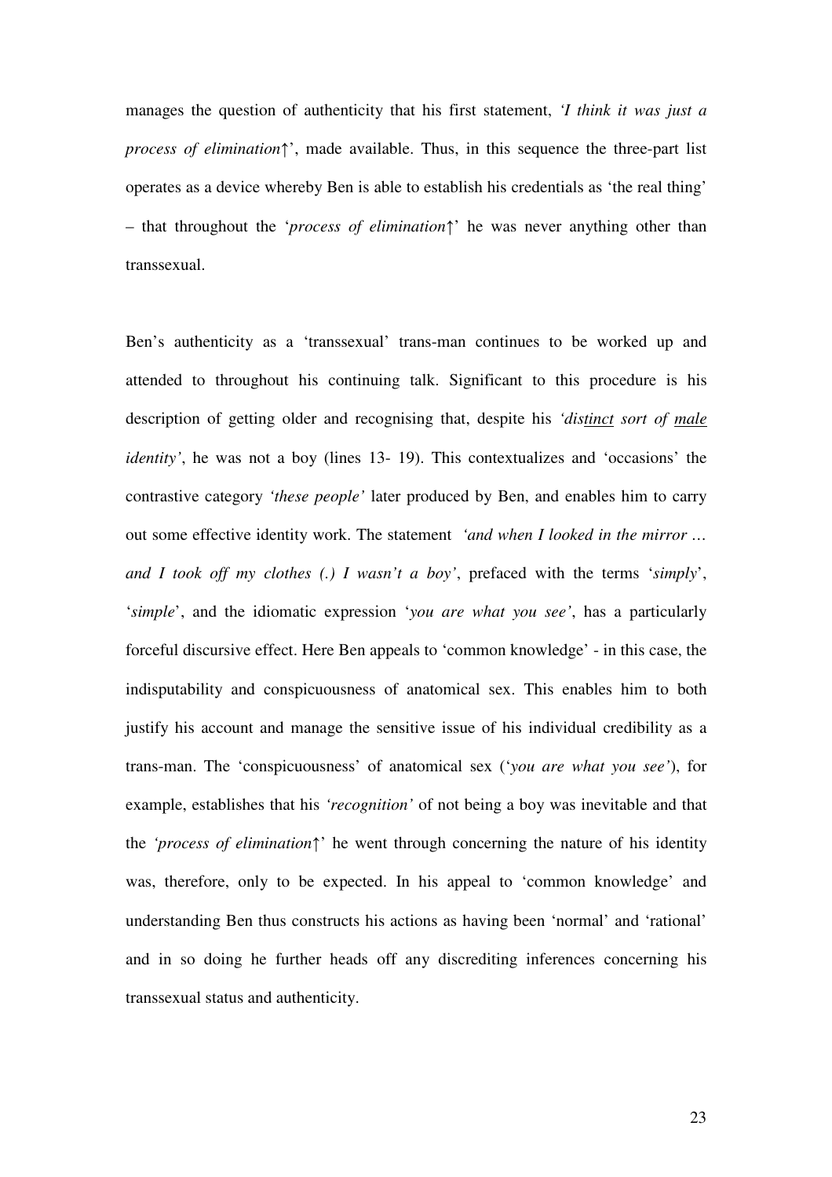manages the question of authenticity that his first statement, *'I think it was just a process of elimination↑*', made available. Thus, in this sequence the three-part list operates as a device whereby Ben is able to establish his credentials as 'the real thing' – that throughout the '*process of elimination↑*' he was never anything other than transsexual.

Ben's authenticity as a 'transsexual' trans-man continues to be worked up and attended to throughout his continuing talk. Significant to this procedure is his description of getting older and recognising that, despite his *'dis<u>tinct</u> sort of <u>male</u> identity'*, he was not a boy (lines 13- 19). This contextualizes and 'occasions' the contrastive category *'these people'* later produced by Ben, and enables him to carry out some effective identity work. The statement *'and when I looked in the mirror … and I took off my clothes (.) I wasn't a boy'*, prefaced with the terms '*simply*', '*simple*', and the idiomatic expression '*you are what you see'*, has a particularly forceful discursive effect. Here Ben appeals to 'common knowledge' - in this case, the indisputability and conspicuousness of anatomical sex. This enables him to both justify his account and manage the sensitive issue of his individual credibility as a trans-man. The 'conspicuousness' of anatomical sex ('*you are what you see'*), for example, establishes that his *'recognition'* of not being a boy was inevitable and that the *'process of elimination↑*' he went through concerning the nature of his identity was, therefore, only to be expected. In his appeal to 'common knowledge' and understanding Ben thus constructs his actions as having been 'normal' and 'rational' and in so doing he further heads off any discrediting inferences concerning his transsexual status and authenticity.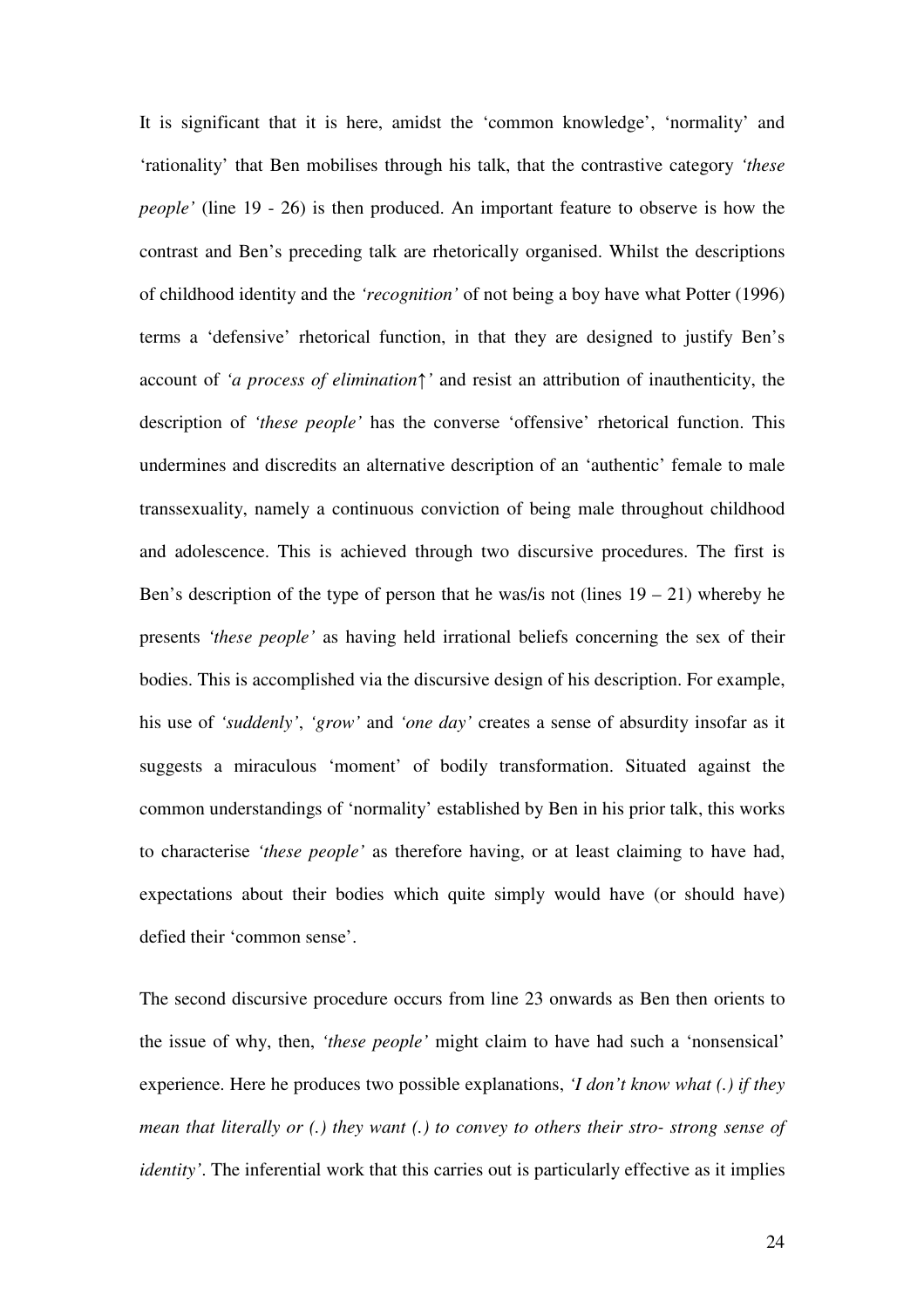It is significant that it is here, amidst the 'common knowledge', 'normality' and 'rationality' that Ben mobilises through his talk, that the contrastive category *'these people'* (line 19 - 26) is then produced. An important feature to observe is how the contrast and Ben's preceding talk are rhetorically organised. Whilst the descriptions of childhood identity and the *'recognition'* of not being a boy have what Potter (1996) terms a 'defensive' rhetorical function, in that they are designed to justify Ben's account of *'a process of elimination↑'* and resist an attribution of inauthenticity, the description of *'these people'* has the converse 'offensive' rhetorical function. This undermines and discredits an alternative description of an 'authentic' female to male transsexuality, namely a continuous conviction of being male throughout childhood and adolescence. This is achieved through two discursive procedures. The first is Ben's description of the type of person that he was/is not (lines 19 – 21) whereby he presents *'these people'* as having held irrational beliefs concerning the sex of their bodies. This is accomplished via the discursive design of his description. For example, his use of *'suddenly'*, *'grow'* and *'one day'* creates a sense of absurdity insofar as it suggests a miraculous 'moment' of bodily transformation. Situated against the common understandings of 'normality' established by Ben in his prior talk, this works to characterise *'these people'* as therefore having, or at least claiming to have had, expectations about their bodies which quite simply would have (or should have) defied their 'common sense'.

The second discursive procedure occurs from line 23 onwards as Ben then orients to the issue of why, then, *'these people'* might claim to have had such a 'nonsensical' experience. Here he produces two possible explanations, *'I don't know what (.) if they mean that literally or (.) they want (.) to convey to others their stro- strong sense of identity'*. The inferential work that this carries out is particularly effective as it implies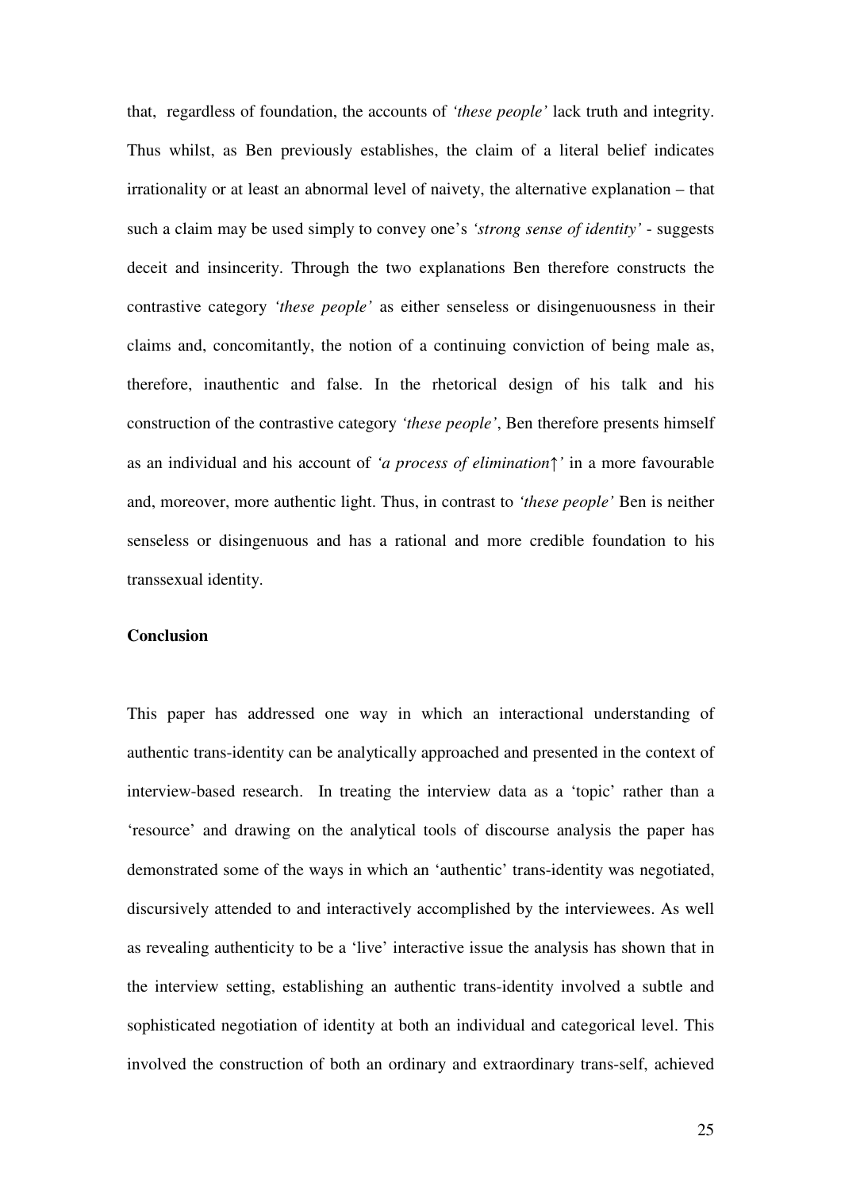that, regardless of foundation, the accounts of *'these people'* lack truth and integrity. Thus whilst, as Ben previously establishes, the claim of a literal belief indicates irrationality or at least an abnormal level of naivety, the alternative explanation – that such a claim may be used simply to convey one's *'strong sense of identity'* - suggests deceit and insincerity. Through the two explanations Ben therefore constructs the contrastive category *'these people'* as either senseless or disingenuousness in their claims and, concomitantly, the notion of a continuing conviction of being male as, therefore, inauthentic and false. In the rhetorical design of his talk and his construction of the contrastive category *'these people'*, Ben therefore presents himself as an individual and his account of *'a process of elimination↑'* in a more favourable and, moreover, more authentic light. Thus, in contrast to *'these people'* Ben is neither senseless or disingenuous and has a rational and more credible foundation to his transsexual identity.

## Conclusion

This paper has addressed one way in which an interactional understanding of authentic trans-identity can be analytically approached and presented in the context of interview-based research. In treating the interview data as a 'topic' rather than a 'resource' and drawing on the analytical tools of discourse analysis the paper has demonstrated some of the ways in which an 'authentic' trans-identity was negotiated, discursively attended to and interactively accomplished by the interviewees. As well as revealing authenticity to be a 'live' interactive issue the analysis has shown that in the interview setting, establishing an authentic trans-identity involved a subtle and sophisticated negotiation of identity at both an individual and categorical level. This involved the construction of both an ordinary and extraordinary trans-self, achieved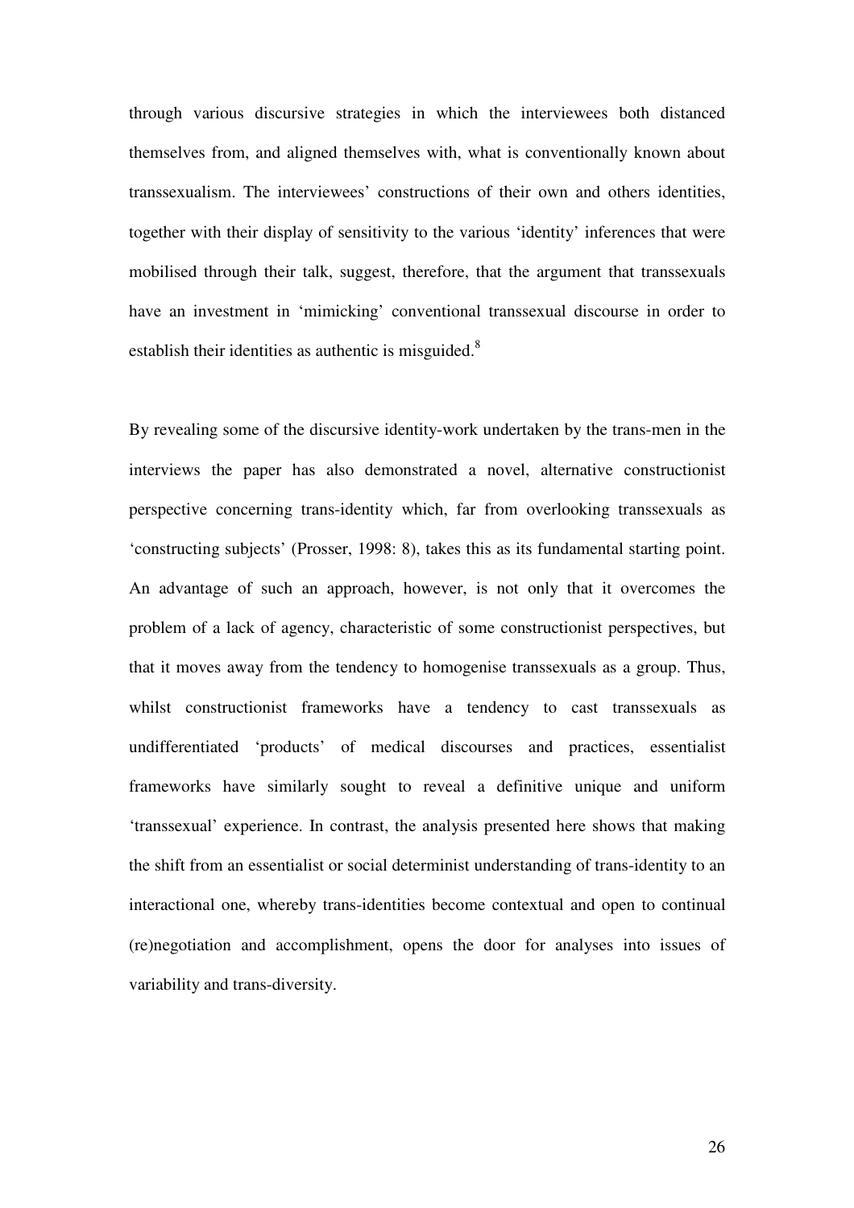through various discursive strategies in which the interviewees both distanced themselves from, and aligned themselves with, what is conventionally known about transsexualism. The interviewees' constructions of their own and others identities, together with their display of sensitivity to the various 'identity' inferences that were mobilised through their talk, suggest, therefore, that the argument that transsexuals have an investment in 'mimicking' conventional transsexual discourse in order to establish their identities as authentic is misguided.[8]

By revealing some of the discursive identity-work undertaken by the trans-men in the interviews the paper has also demonstrated a novel, alternative constructionist perspective concerning trans-identity which, far from overlooking transsexuals as 'constructing subjects' (Prosser, 1998: 8), takes this as its fundamental starting point. An advantage of such an approach, however, is not only that it overcomes the problem of a lack of agency, characteristic of some constructionist perspectives, but that it moves away from the tendency to homogenise transsexuals as a group. Thus, whilst constructionist frameworks have a tendency to cast transsexuals as undifferentiated 'products' of medical discourses and practices, essentialist frameworks have similarly sought to reveal a definitive unique and uniform 'transsexual' experience. In contrast, the analysis presented here shows that making the shift from an essentialist or social determinist understanding of trans-identity to an interactional one, whereby trans-identities become contextual and open to continual (re)negotiation and accomplishment, opens the door for analyses into issues of variability and trans-diversity.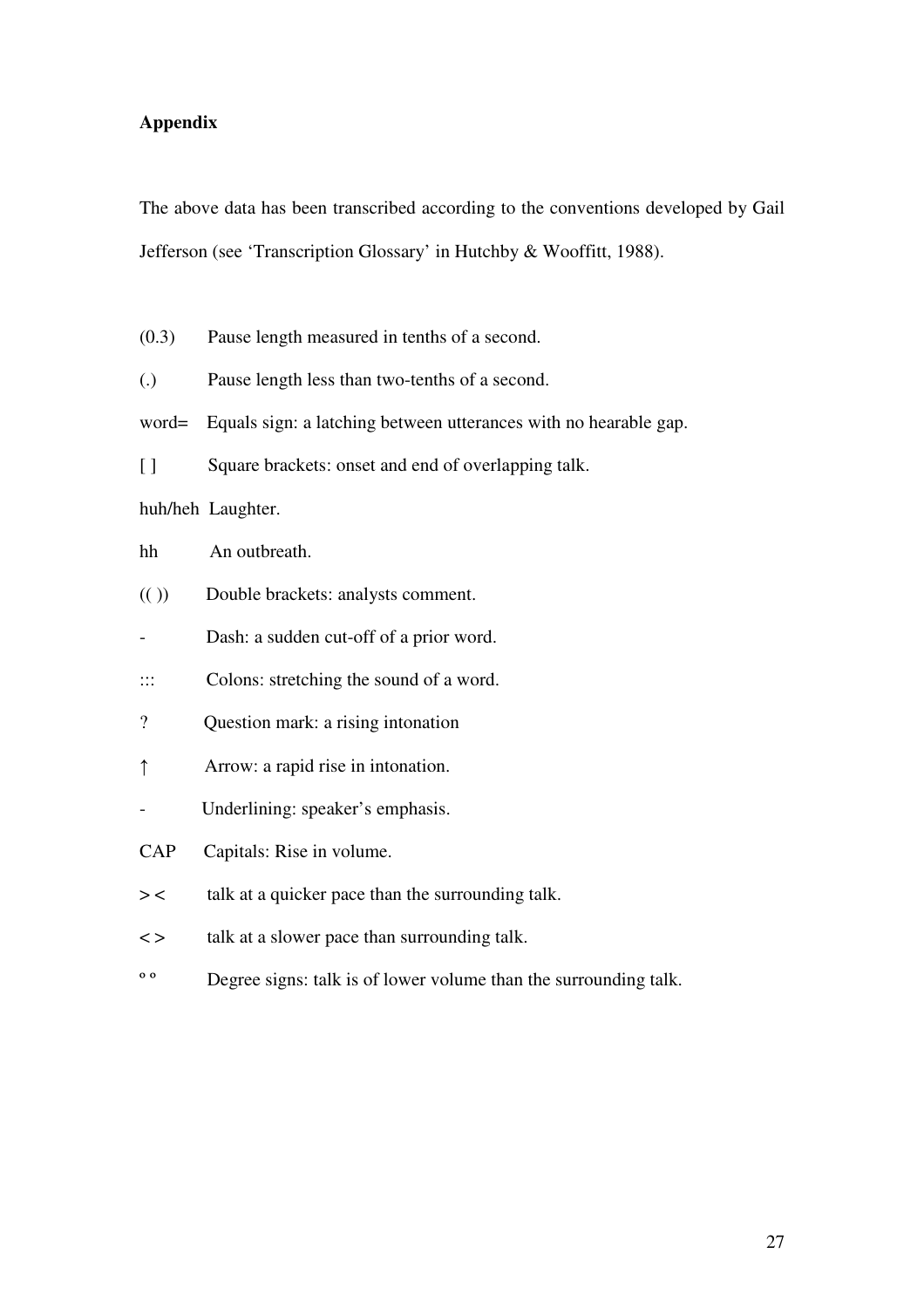**Appendix**

The above data has been transcribed according to the conventions developed by Gail Jefferson (see 'Transcription Glossary' in Hutchby & Wooffitt, 1988).

(0.3) Pause length measured in tenths of a second.

(.) Pause length less than two-tenths of a second.

word= Equals sign: a latching between utterances with no hearable gap.

[ ] Square brackets: onset and end of overlapping talk.

huh/heh Laughter.

hh An outbreath.

(( )) Double brackets: analysts comment.

- Dash: a sudden cut-off of a prior word.

::: Colons: stretching the sound of a word.

? Question mark: a rising intonation

↑ Arrow: a rapid rise in intonation.

- Underlining: speaker's emphasis.

CAP Capitals: Rise in volume.

> < talk at a quicker pace than the surrounding talk.

< > talk at a slower pace than surrounding talk.

° ° Degree signs: talk is of lower volume than the surrounding talk.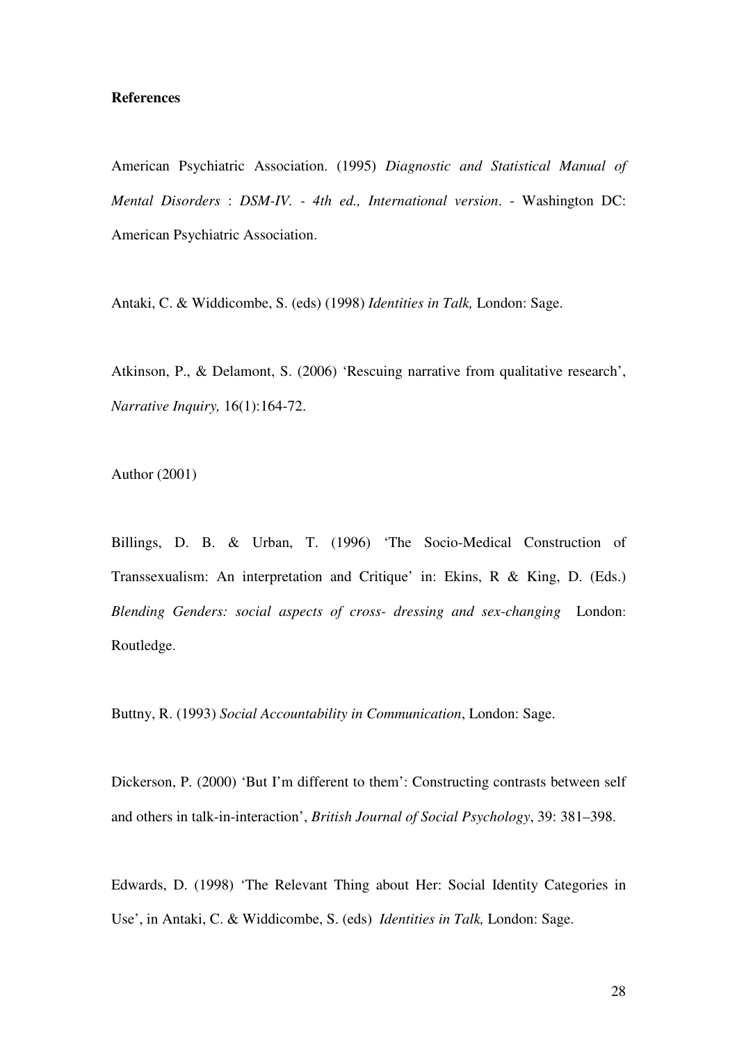**References**

American Psychiatric Association. (1995) *Diagnostic and Statistical Manual of Mental Disorders* : *DSM-IV. - 4th ed., International version*. - Washington DC: American Psychiatric Association.

Antaki, C. & Widdicombe, S. (eds) (1998) *Identities in Talk,* London: Sage.

Atkinson, P., & Delamont, S. (2006) 'Rescuing narrative from qualitative research', *Narrative Inquiry,* 16(1):164-72.

Author (2001)

Billings, D. B. & Urban, T. (1996) 'The Socio-Medical Construction of Transsexualism: An interpretation and Critique' in: Ekins, R & King, D. (Eds.) *Blending Genders: social aspects of cross- dressing and sex-changing* London: Routledge.

Buttny, R. (1993) *Social Accountability in Communication*, London: Sage.

Dickerson, P. (2000) 'But I'm different to them': Constructing contrasts between self and others in talk-in-interaction', *British Journal of Social Psychology*, 39: 381–398.

Edwards, D. (1998) 'The Relevant Thing about Her: Social Identity Categories in Use', in Antaki, C. & Widdicombe, S. (eds) *Identities in Talk,* London: Sage.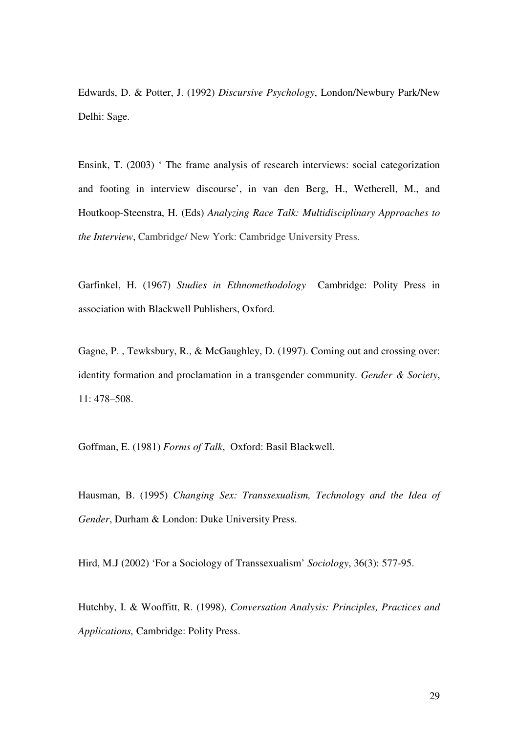Edwards, D. & Potter, J. (1992) *Discursive Psychology*, London/Newbury Park/New Delhi: Sage.

Ensink, T. (2003) ' The frame analysis of research interviews: social categorization and footing in interview discourse', in van den Berg, H., Wetherell, M., and Houtkoop-Steenstra, H. (Eds) *Analyzing Race Talk: Multidisciplinary Approaches to the Interview*, Cambridge/ New York: Cambridge University Press.

Garfinkel, H. (1967) *Studies in Ethnomethodology* Cambridge: Polity Press in association with Blackwell Publishers, Oxford.

Gagne, P. , Tewksbury, R., & McGaughley, D. (1997). Coming out and crossing over: identity formation and proclamation in a transgender community. *Gender & Society*, 11: 478–508.

Goffman, E. (1981) *Forms of Talk*, Oxford: Basil Blackwell.

Hausman, B. (1995) *Changing Sex: Transsexualism, Technology and the Idea of Gender*, Durham & London: Duke University Press.

Hird, M.J (2002) 'For a Sociology of Transsexualism' *Sociology*, 36(3): 577-95.

Hutchby, I. & Wooffitt, R. (1998), *Conversation Analysis: Principles, Practices and Applications,* Cambridge: Polity Press.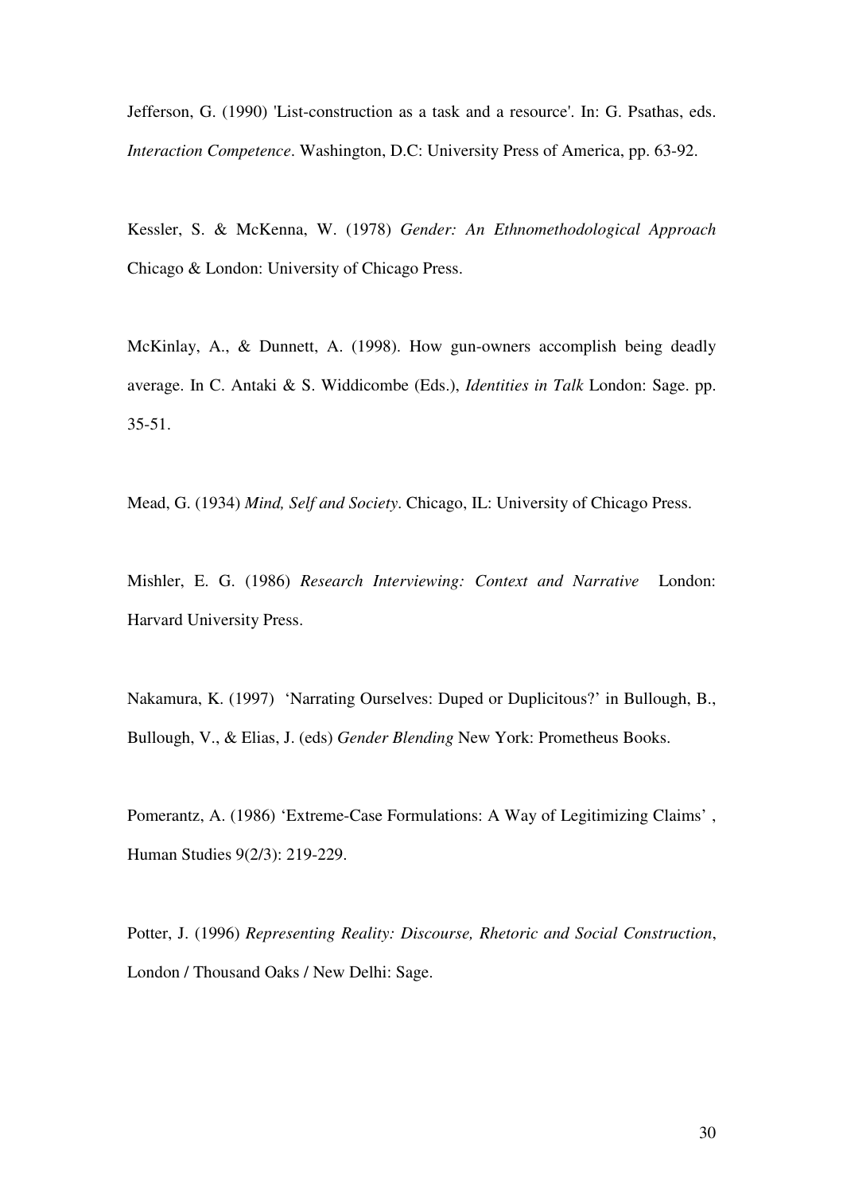Jefferson, G. (1990) 'List-construction as a task and a resource'. In: G. Psathas, eds. *Interaction Competence*. Washington, D.C: University Press of America, pp. 63-92.

Kessler, S. & McKenna, W. (1978) *Gender: An Ethnomethodological Approach* Chicago & London: University of Chicago Press.

McKinlay, A., & Dunnett, A. (1998). How gun-owners accomplish being deadly average. In C. Antaki & S. Widdicombe (Eds.), *Identities in Talk* London: Sage. pp. 35-51.

Mead, G. (1934) *Mind, Self and Society*. Chicago, IL: University of Chicago Press.

Mishler, E. G. (1986) *Research Interviewing: Context and Narrative* London: Harvard University Press.

Nakamura, K. (1997) 'Narrating Ourselves: Duped or Duplicitous?' in Bullough, B., Bullough, V., & Elias, J. (eds) *Gender Blending* New York: Prometheus Books.

Pomerantz, A. (1986) 'Extreme-Case Formulations: A Way of Legitimizing Claims' , Human Studies 9(2/3): 219-229.

Potter, J. (1996) *Representing Reality: Discourse, Rhetoric and Social Construction*, London / Thousand Oaks / New Delhi: Sage.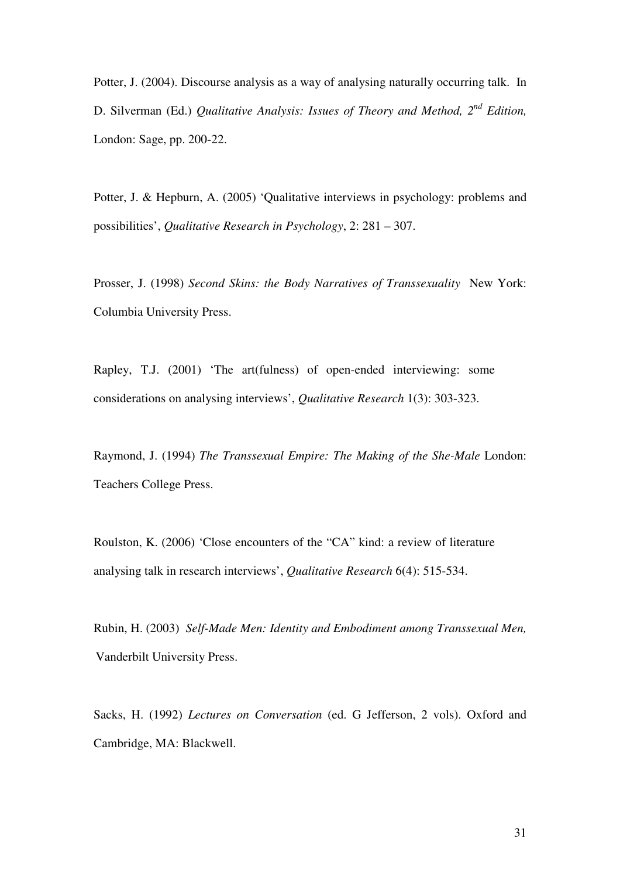Potter, J. (2004). Discourse analysis as a way of analysing naturally occurring talk. In D. Silverman (Ed.) *Qualitative Analysis: Issues of Theory and Method, 2nd Edition,* London: Sage, pp. 200-22.

Potter, J. & Hepburn, A. (2005) 'Qualitative interviews in psychology: problems and possibilities', *Qualitative Research in Psychology*, 2: 281 – 307.

Prosser, J. (1998) *Second Skins: the Body Narratives of Transsexuality* New York: Columbia University Press.

Rapley, T.J. (2001) 'The art(fulness) of open-ended interviewing: some considerations on analysing interviews', *Qualitative Research* 1(3): 303-323.

Raymond, J. (1994) *The Transsexual Empire: The Making of the She-Male* London: Teachers College Press.

Roulston, K. (2006) 'Close encounters of the "CA" kind: a review of literature analysing talk in research interviews', *Qualitative Research* 6(4): 515-534.

Rubin, H. (2003) *Self-Made Men: Identity and Embodiment among Transsexual Men,* Vanderbilt University Press.

Sacks, H. (1992) *Lectures on Conversation* (ed. G Jefferson, 2 vols). Oxford and Cambridge, MA: Blackwell.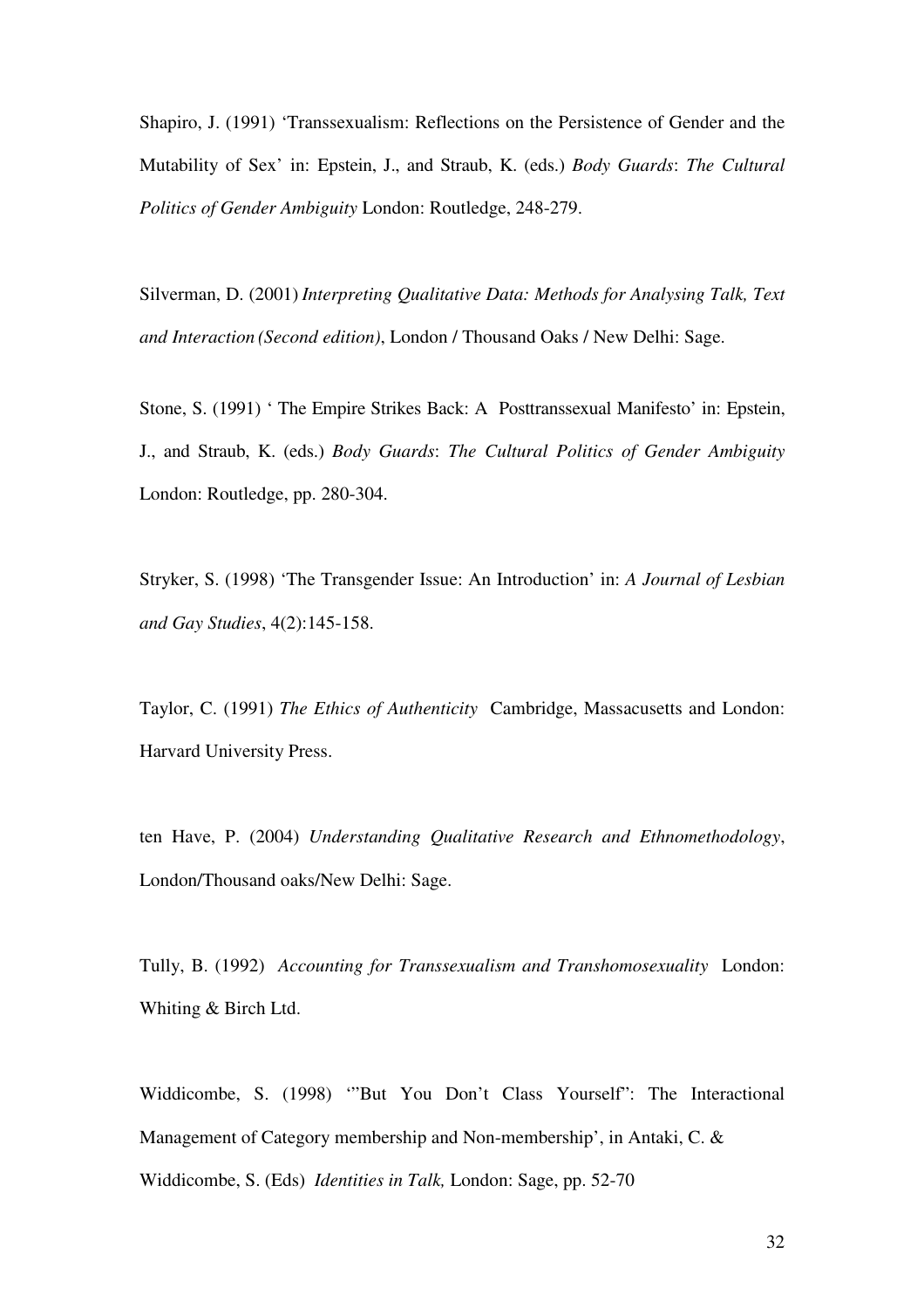Shapiro, J. (1991) 'Transsexualism: Reflections on the Persistence of Gender and the Mutability of Sex' in: Epstein, J., and Straub, K. (eds.) *Body Guards*: *The Cultural Politics of Gender Ambiguity* London: Routledge, 248-279.

Silverman, D. (2001) *Interpreting Qualitative Data: Methods for Analysing Talk, Text and Interaction (Second edition)*, London / Thousand Oaks / New Delhi: Sage.

Stone, S. (1991) ' The Empire Strikes Back: A Posttranssexual Manifesto' in: Epstein, J., and Straub, K. (eds.) *Body Guards*: *The Cultural Politics of Gender Ambiguity* London: Routledge, pp. 280-304.

Stryker, S. (1998) 'The Transgender Issue: An Introduction' in: *A Journal of Lesbian and Gay Studies*, 4(2):145-158.

Taylor, C. (1991) *The Ethics of Authenticity* Cambridge, Massacusetts and London: Harvard University Press.

ten Have, P. (2004) *Understanding Qualitative Research and Ethnomethodology*, London/Thousand oaks/New Delhi: Sage.

Tully, B. (1992) *Accounting for Transsexualism and Transhomosexuality* London: Whiting & Birch Ltd.

Widdicombe, S. (1998) '"But You Don't Class Yourself": The Interactional Management of Category membership and Non-membership', in Antaki, C. & Widdicombe, S. (Eds) *Identities in Talk,* London: Sage, pp. 52-70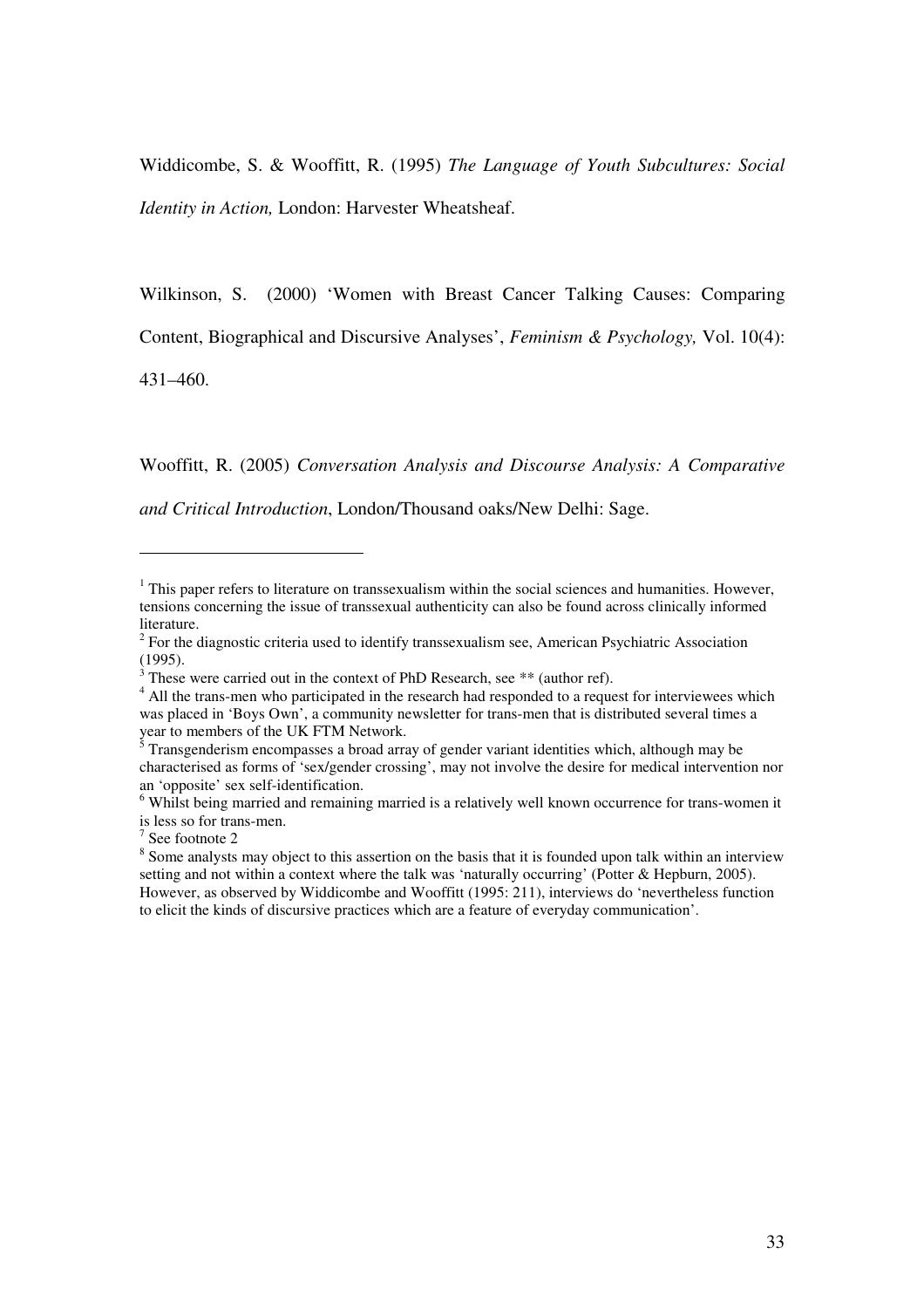Widdicombe, S. & Wooffitt, R. (1995) *The Language of Youth Subcultures: Social Identity in Action,* London: Harvester Wheatsheaf.

Wilkinson, S. (2000) 'Women with Breast Cancer Talking Causes: Comparing Content, Biographical and Discursive Analyses', *Feminism & Psychology,* Vol. 10(4): 431–460.

Wooffitt, R. (2005) *Conversation Analysis and Discourse Analysis: A Comparative and Critical Introduction*, London/Thousand oaks/New Delhi: Sage.

---

[1] This paper refers to literature on transsexualism within the social sciences and humanities. However, tensions concerning the issue of transsexual authenticity can also be found across clinically informed literature.

[2] For the diagnostic criteria used to identify transsexualism see, American Psychiatric Association (1995).

[3] These were carried out in the context of PhD Research, see ** (author ref).

[4] All the trans-men who participated in the research had responded to a request for interviewees which was placed in 'Boys Own', a community newsletter for trans-men that is distributed several times a year to members of the UK FTM Network.

[5] Transgenderism encompasses a broad array of gender variant identities which, although may be characterised as forms of 'sex/gender crossing', may not involve the desire for medical intervention nor an 'opposite' sex self-identification.

[6] Whilst being married and remaining married is a relatively well known occurrence for trans-women it is less so for trans-men.

[7] See footnote 2

[8] Some analysts may object to this assertion on the basis that it is founded upon talk within an interview setting and not within a context where the talk was 'naturally occurring' (Potter & Hepburn, 2005). However, as observed by Widdicombe and Wooffitt (1995: 211), interviews do 'nevertheless function to elicit the kinds of discursive practices which are a feature of everyday communication'.